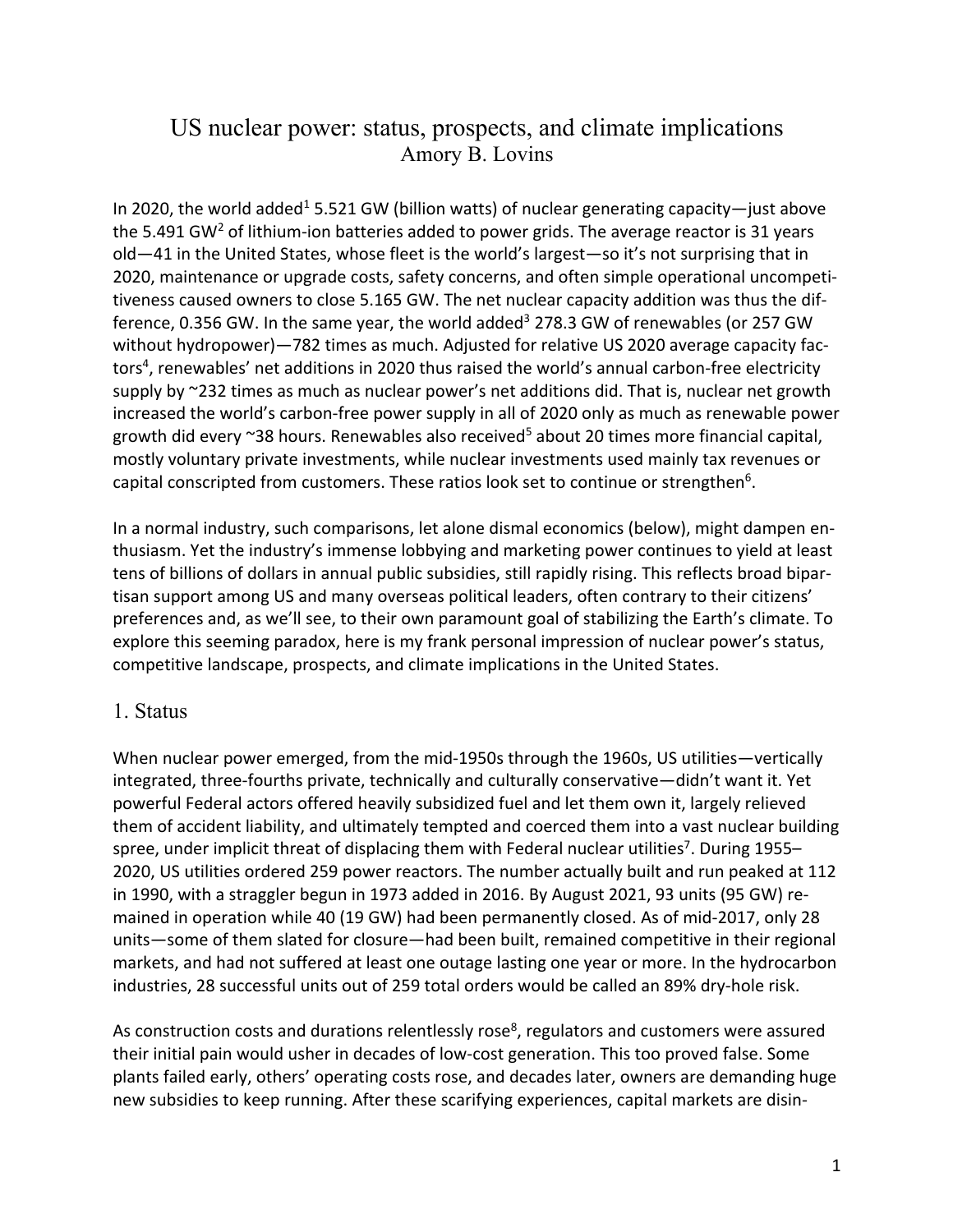# US nuclear power: status, prospects, and climate implications

Amory B. Lovins

In 2020, the world added[1] 5.521 GW (billion watts) of nuclear generating capacity—just above the 5.491 GW[2] of lithium-ion batteries added to power grids. The average reactor is 31 years old—41 in the United States, whose fleet is the world's largest—so it's not surprising that in 2020, maintenance or upgrade costs, safety concerns, and often simple operational uncompetitiveness caused owners to close 5.165 GW. The net nuclear capacity addition was thus the difference, 0.356 GW. In the same year, the world added[3] 278.3 GW of renewables (or 257 GW without hydropower)—782 times as much. Adjusted for relative US 2020 average capacity factors[4], renewables' net additions in 2020 thus raised the world's annual carbon-free electricity supply by ~232 times as much as nuclear power's net additions did. That is, nuclear net growth increased the world's carbon-free power supply in all of 2020 only as much as renewable power growth did every ~38 hours. Renewables also received[5] about 20 times more financial capital, mostly voluntary private investments, while nuclear investments used mainly tax revenues or capital conscripted from customers. These ratios look set to continue or strengthen[6].

In a normal industry, such comparisons, let alone dismal economics (below), might dampen enthusiasm. Yet the industry's immense lobbying and marketing power continues to yield at least tens of billions of dollars in annual public subsidies, still rapidly rising. This reflects broad bipartisan support among US and many overseas political leaders, often contrary to their citizens' preferences and, as we'll see, to their own paramount goal of stabilizing the Earth's climate. To explore this seeming paradox, here is my frank personal impression of nuclear power's status, competitive landscape, prospects, and climate implications in the United States.

## 1. Status

When nuclear power emerged, from the mid-1950s through the 1960s, US utilities—vertically integrated, three-fourths private, technically and culturally conservative—didn't want it. Yet powerful Federal actors offered heavily subsidized fuel and let them own it, largely relieved them of accident liability, and ultimately tempted and coerced them into a vast nuclear building spree, under implicit threat of displacing them with Federal nuclear utilities[7]. During 1955–2020, US utilities ordered 259 power reactors. The number actually built and run peaked at 112 in 1990, with a straggler begun in 1973 added in 2016. By August 2021, 93 units (95 GW) remained in operation while 40 (19 GW) had been permanently closed. As of mid-2017, only 28 units—some of them slated for closure—had been built, remained competitive in their regional markets, and had not suffered at least one outage lasting one year or more. In the hydrocarbon industries, 28 successful units out of 259 total orders would be called an 89% dry-hole risk.

As construction costs and durations relentlessly rose[8], regulators and customers were assured their initial pain would usher in decades of low-cost generation. This too proved false. Some plants failed early, others' operating costs rose, and decades later, owners are demanding huge new subsidies to keep running. After these scarifying experiences, capital markets are disin-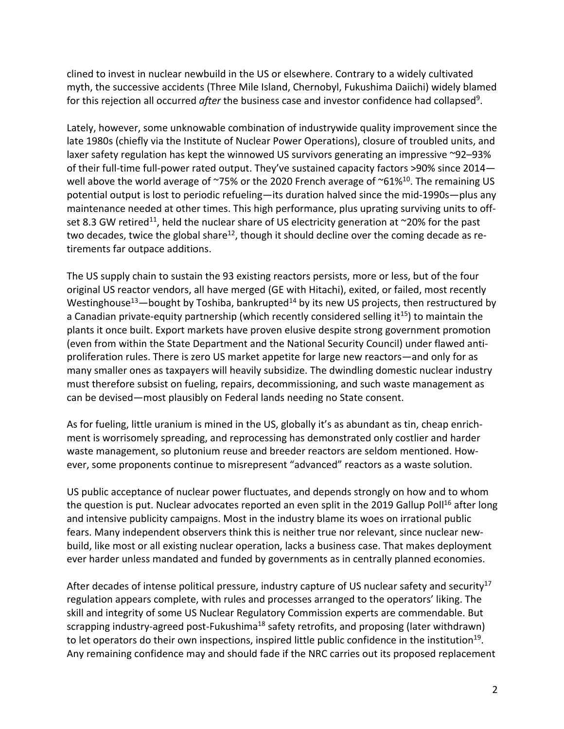clined to invest in nuclear newbuild in the US or elsewhere. Contrary to a widely cultivated myth, the successive accidents (Three Mile Island, Chernobyl, Fukushima Daiichi) widely blamed for this rejection all occurred *after* the business case and investor confidence had collapsed[9].

Lately, however, some unknowable combination of industrywide quality improvement since the late 1980s (chiefly via the Institute of Nuclear Power Operations), closure of troubled units, and laxer safety regulation has kept the winnowed US survivors generating an impressive ~92–93% of their full-time full-power rated output. They've sustained capacity factors >90% since 2014—well above the world average of ~75% or the 2020 French average of ~61%[10]. The remaining US potential output is lost to periodic refueling—its duration halved since the mid-1990s—plus any maintenance needed at other times. This high performance, plus uprating surviving units to offset 8.3 GW retired[11], held the nuclear share of US electricity generation at ~20% for the past two decades, twice the global share[12], though it should decline over the coming decade as retirements far outpace additions.

The US supply chain to sustain the 93 existing reactors persists, more or less, but of the four original US reactor vendors, all have merged (GE with Hitachi), exited, or failed, most recently Westinghouse[13]—bought by Toshiba, bankrupted[14] by its new US projects, then restructured by a Canadian private-equity partnership (which recently considered selling it[15]) to maintain the plants it once built. Export markets have proven elusive despite strong government promotion (even from within the State Department and the National Security Council) under flawed anti-proliferation rules. There is zero US market appetite for large new reactors—and only for as many smaller ones as taxpayers will heavily subsidize. The dwindling domestic nuclear industry must therefore subsist on fueling, repairs, decommissioning, and such waste management as can be devised—most plausibly on Federal lands needing no State consent.

As for fueling, little uranium is mined in the US, globally it's as abundant as tin, cheap enrichment is worrisomely spreading, and reprocessing has demonstrated only costlier and harder waste management, so plutonium reuse and breeder reactors are seldom mentioned. However, some proponents continue to misrepresent "advanced" reactors as a waste solution.

US public acceptance of nuclear power fluctuates, and depends strongly on how and to whom the question is put. Nuclear advocates reported an even split in the 2019 Gallup Poll[16] after long and intensive publicity campaigns. Most in the industry blame its woes on irrational public fears. Many independent observers think this is neither true nor relevant, since nuclear newbuild, like most or all existing nuclear operation, lacks a business case. That makes deployment ever harder unless mandated and funded by governments as in centrally planned economies.

After decades of intense political pressure, industry capture of US nuclear safety and security[17] regulation appears complete, with rules and processes arranged to the operators' liking. The skill and integrity of some US Nuclear Regulatory Commission experts are commendable. But scrapping industry-agreed post-Fukushima[18] safety retrofits, and proposing (later withdrawn) to let operators do their own inspections, inspired little public confidence in the institution[19]. Any remaining confidence may and should fade if the NRC carries out its proposed replacement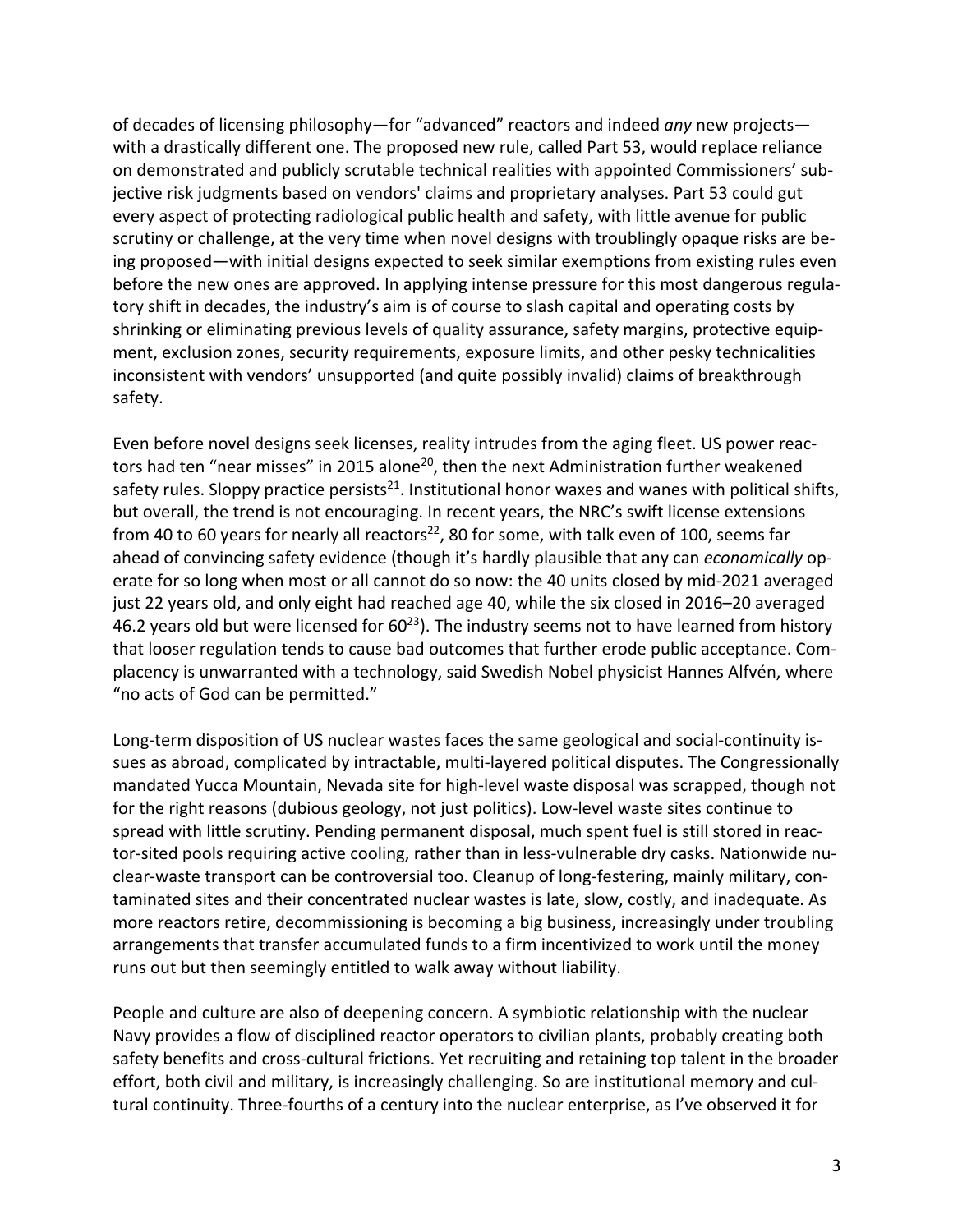of decades of licensing philosophy—for "advanced" reactors and indeed *any* new projects—with a drastically different one. The proposed new rule, called Part 53, would replace reliance on demonstrated and publicly scrutable technical realities with appointed Commissioners' subjective risk judgments based on vendors' claims and proprietary analyses. Part 53 could gut every aspect of protecting radiological public health and safety, with little avenue for public scrutiny or challenge, at the very time when novel designs with troublingly opaque risks are being proposed—with initial designs expected to seek similar exemptions from existing rules even before the new ones are approved. In applying intense pressure for this most dangerous regulatory shift in decades, the industry's aim is of course to slash capital and operating costs by shrinking or eliminating previous levels of quality assurance, safety margins, protective equipment, exclusion zones, security requirements, exposure limits, and other pesky technicalities inconsistent with vendors' unsupported (and quite possibly invalid) claims of breakthrough safety.

Even before novel designs seek licenses, reality intrudes from the aging fleet. US power reactors had ten "near misses" in 2015 alone[20], then the next Administration further weakened safety rules. Sloppy practice persists[21]. Institutional honor waxes and wanes with political shifts, but overall, the trend is not encouraging. In recent years, the NRC's swift license extensions from 40 to 60 years for nearly all reactors[22], 80 for some, with talk even of 100, seems far ahead of convincing safety evidence (though it's hardly plausible that any can *economically* operate for so long when most or all cannot do so now: the 40 units closed by mid-2021 averaged just 22 years old, and only eight had reached age 40, while the six closed in 2016–20 averaged 46.2 years old but were licensed for 60[23]). The industry seems not to have learned from history that looser regulation tends to cause bad outcomes that further erode public acceptance. Complacency is unwarranted with a technology, said Swedish Nobel physicist Hannes Alfvén, where "no acts of God can be permitted."

Long-term disposition of US nuclear wastes faces the same geological and social-continuity issues as abroad, complicated by intractable, multi-layered political disputes. The Congressionally mandated Yucca Mountain, Nevada site for high-level waste disposal was scrapped, though not for the right reasons (dubious geology, not just politics). Low-level waste sites continue to spread with little scrutiny. Pending permanent disposal, much spent fuel is still stored in reactor-sited pools requiring active cooling, rather than in less-vulnerable dry casks. Nationwide nuclear-waste transport can be controversial too. Cleanup of long-festering, mainly military, contaminated sites and their concentrated nuclear wastes is late, slow, costly, and inadequate. As more reactors retire, decommissioning is becoming a big business, increasingly under troubling arrangements that transfer accumulated funds to a firm incentivized to work until the money runs out but then seemingly entitled to walk away without liability.

People and culture are also of deepening concern. A symbiotic relationship with the nuclear Navy provides a flow of disciplined reactor operators to civilian plants, probably creating both safety benefits and cross-cultural frictions. Yet recruiting and retaining top talent in the broader effort, both civil and military, is increasingly challenging. So are institutional memory and cultural continuity. Three-fourths of a century into the nuclear enterprise, as I've observed it for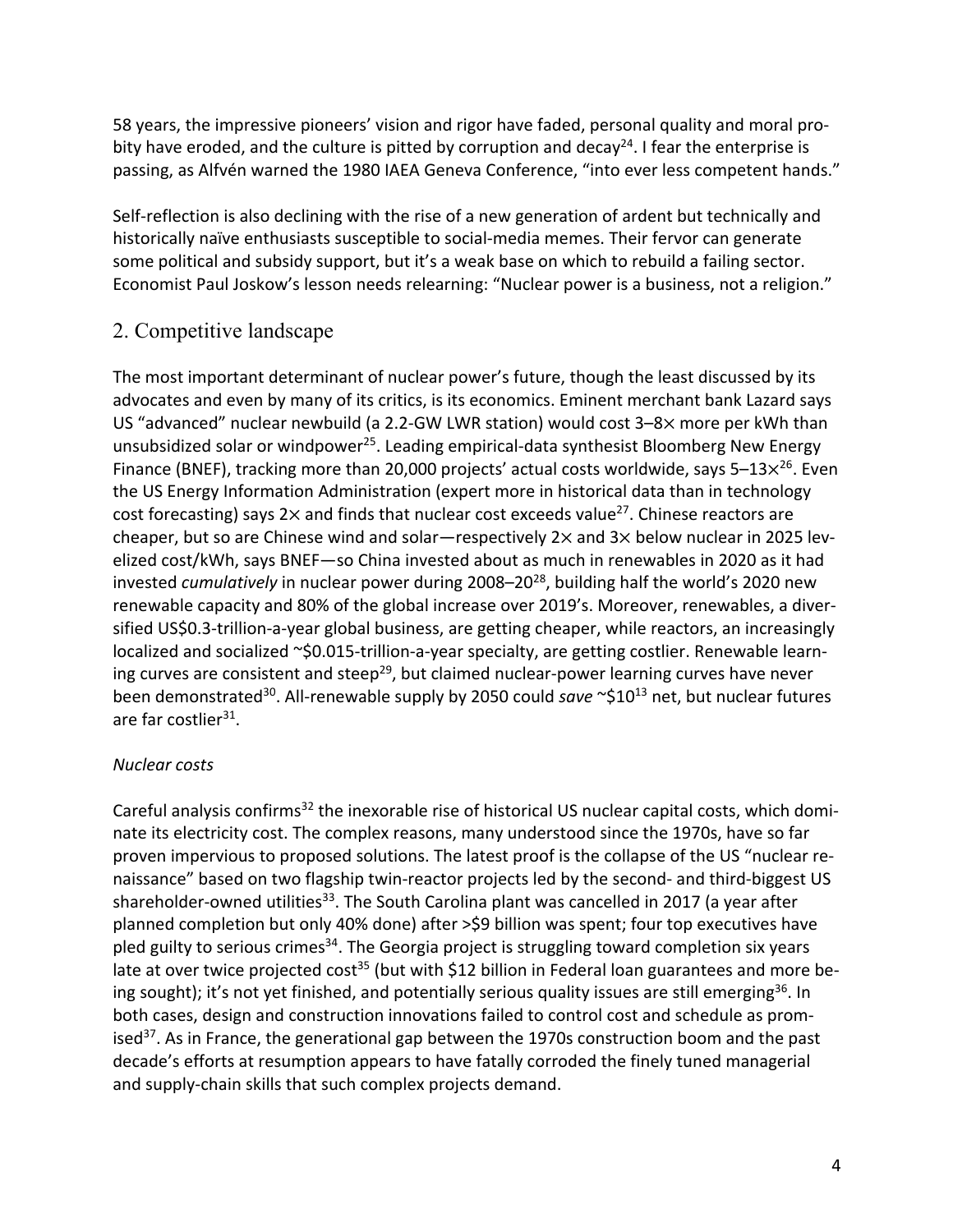58 years, the impressive pioneers' vision and rigor have faded, personal quality and moral probity have eroded, and the culture is pitted by corruption and decay[24]. I fear the enterprise is passing, as Alfvén warned the 1980 IAEA Geneva Conference, "into ever less competent hands."

Self-reflection is also declining with the rise of a new generation of ardent but technically and historically naïve enthusiasts susceptible to social-media memes. Their fervor can generate some political and subsidy support, but it's a weak base on which to rebuild a failing sector. Economist Paul Joskow's lesson needs relearning: "Nuclear power is a business, not a religion."

## 2. Competitive landscape

The most important determinant of nuclear power's future, though the least discussed by its advocates and even by many of its critics, is its economics. Eminent merchant bank Lazard says US "advanced" nuclear newbuild (a 2.2-GW LWR station) would cost 3–8× more per kWh than unsubsidized solar or windpower[25]. Leading empirical-data synthesist Bloomberg New Energy Finance (BNEF), tracking more than 20,000 projects' actual costs worldwide, says 5–13×[26]. Even the US Energy Information Administration (expert more in historical data than in technology cost forecasting) says 2× and finds that nuclear cost exceeds value[27]. Chinese reactors are cheaper, but so are Chinese wind and solar—respectively 2× and 3× below nuclear in 2025 levelized cost/kWh, says BNEF—so China invested about as much in renewables in 2020 as it had invested *cumulatively* in nuclear power during 2008–20[28], building half the world's 2020 new renewable capacity and 80% of the global increase over 2019's. Moreover, renewables, a diversified US$0.3-trillion-a-year global business, are getting cheaper, while reactors, an increasingly localized and socialized ~$0.015-trillion-a-year specialty, are getting costlier. Renewable learning curves are consistent and steep[29], but claimed nuclear-power learning curves have never been demonstrated[30]. All-renewable supply by 2050 could *save* ~$$10^{13}$ net, but nuclear futures are far costlier[31].

### *Nuclear costs*

Careful analysis confirms[32] the inexorable rise of historical US nuclear capital costs, which dominate its electricity cost. The complex reasons, many understood since the 1970s, have so far proven impervious to proposed solutions. The latest proof is the collapse of the US "nuclear renaissance" based on two flagship twin-reactor projects led by the second- and third-biggest US shareholder-owned utilities[33]. The South Carolina plant was cancelled in 2017 (a year after planned completion but only 40% done) after >$9 billion was spent; four top executives have pled guilty to serious crimes[34]. The Georgia project is struggling toward completion six years late at over twice projected cost[35] (but with $12 billion in Federal loan guarantees and more being sought); it's not yet finished, and potentially serious quality issues are still emerging[36]. In both cases, design and construction innovations failed to control cost and schedule as promised[37]. As in France, the generational gap between the 1970s construction boom and the past decade's efforts at resumption appears to have fatally corroded the finely tuned managerial and supply-chain skills that such complex projects demand.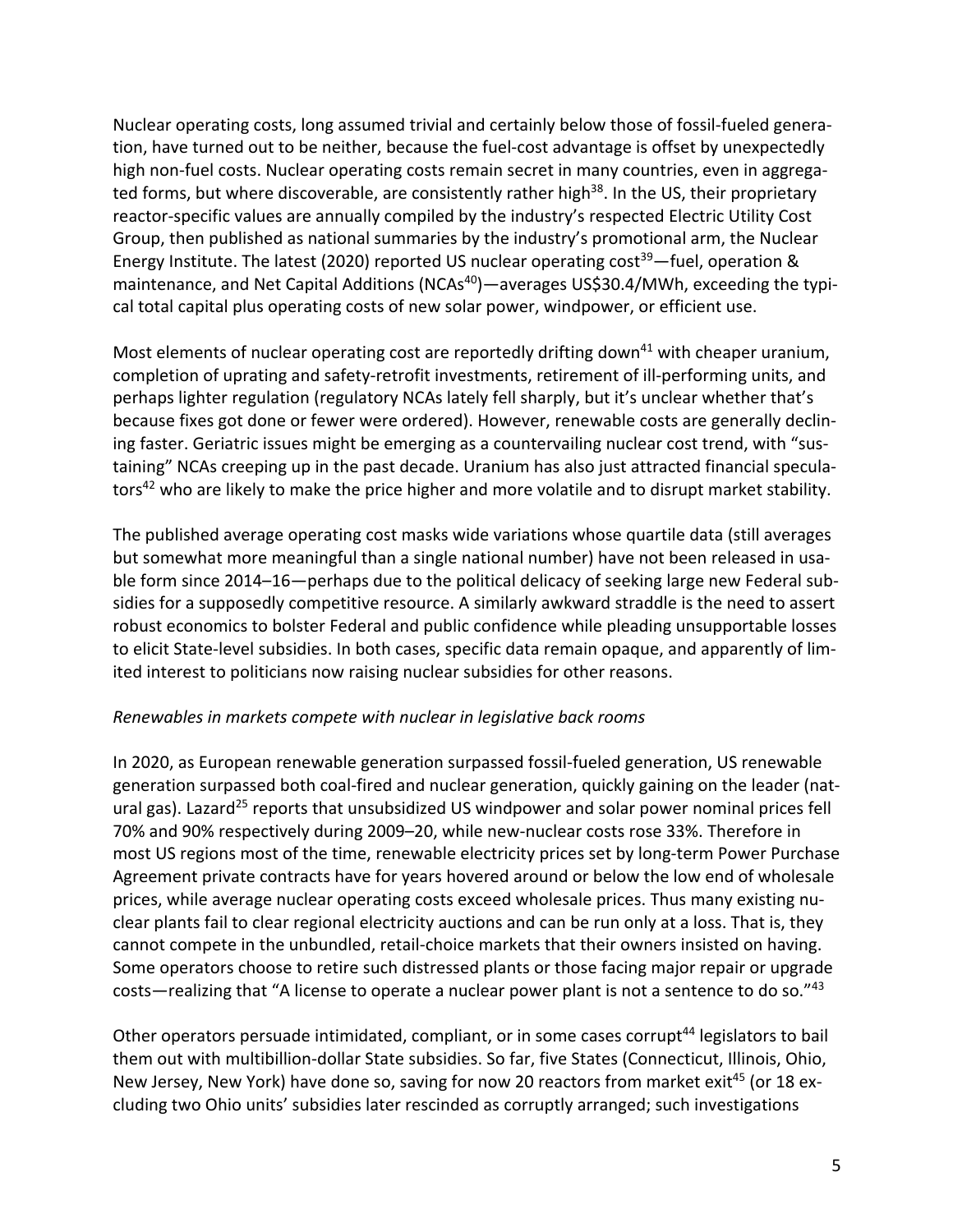Nuclear operating costs, long assumed trivial and certainly below those of fossil-fueled generation, have turned out to be neither, because the fuel-cost advantage is offset by unexpectedly high non-fuel costs. Nuclear operating costs remain secret in many countries, even in aggregated forms, but where discoverable, are consistently rather high[38]. In the US, their proprietary reactor-specific values are annually compiled by the industry's respected Electric Utility Cost Group, then published as national summaries by the industry's promotional arm, the Nuclear Energy Institute. The latest (2020) reported US nuclear operating cost[39]—fuel, operation & maintenance, and Net Capital Additions (NCAs[40])—averages US$30.4/MWh, exceeding the typical total capital plus operating costs of new solar power, windpower, or efficient use.

Most elements of nuclear operating cost are reportedly drifting down[41] with cheaper uranium, completion of uprating and safety-retrofit investments, retirement of ill-performing units, and perhaps lighter regulation (regulatory NCAs lately fell sharply, but it's unclear whether that's because fixes got done or fewer were ordered). However, renewable costs are generally declining faster. Geriatric issues might be emerging as a countervailing nuclear cost trend, with "sustaining" NCAs creeping up in the past decade. Uranium has also just attracted financial speculators[42] who are likely to make the price higher and more volatile and to disrupt market stability.

The published average operating cost masks wide variations whose quartile data (still averages but somewhat more meaningful than a single national number) have not been released in usable form since 2014–16—perhaps due to the political delicacy of seeking large new Federal subsidies for a supposedly competitive resource. A similarly awkward straddle is the need to assert robust economics to bolster Federal and public confidence while pleading unsupportable losses to elicit State-level subsidies. In both cases, specific data remain opaque, and apparently of limited interest to politicians now raising nuclear subsidies for other reasons.

*Renewables in markets compete with nuclear in legislative back rooms*

In 2020, as European renewable generation surpassed fossil-fueled generation, US renewable generation surpassed both coal-fired and nuclear generation, quickly gaining on the leader (natural gas). Lazard[25] reports that unsubsidized US windpower and solar power nominal prices fell 70% and 90% respectively during 2009–20, while new-nuclear costs rose 33%. Therefore in most US regions most of the time, renewable electricity prices set by long-term Power Purchase Agreement private contracts have for years hovered around or below the low end of wholesale prices, while average nuclear operating costs exceed wholesale prices. Thus many existing nuclear plants fail to clear regional electricity auctions and can be run only at a loss. That is, they cannot compete in the unbundled, retail-choice markets that their owners insisted on having. Some operators choose to retire such distressed plants or those facing major repair or upgrade costs—realizing that "A license to operate a nuclear power plant is not a sentence to do so."[43]

Other operators persuade intimidated, compliant, or in some cases corrupt[44] legislators to bail them out with multibillion-dollar State subsidies. So far, five States (Connecticut, Illinois, Ohio, New Jersey, New York) have done so, saving for now 20 reactors from market exit[45] (or 18 excluding two Ohio units' subsidies later rescinded as corruptly arranged; such investigations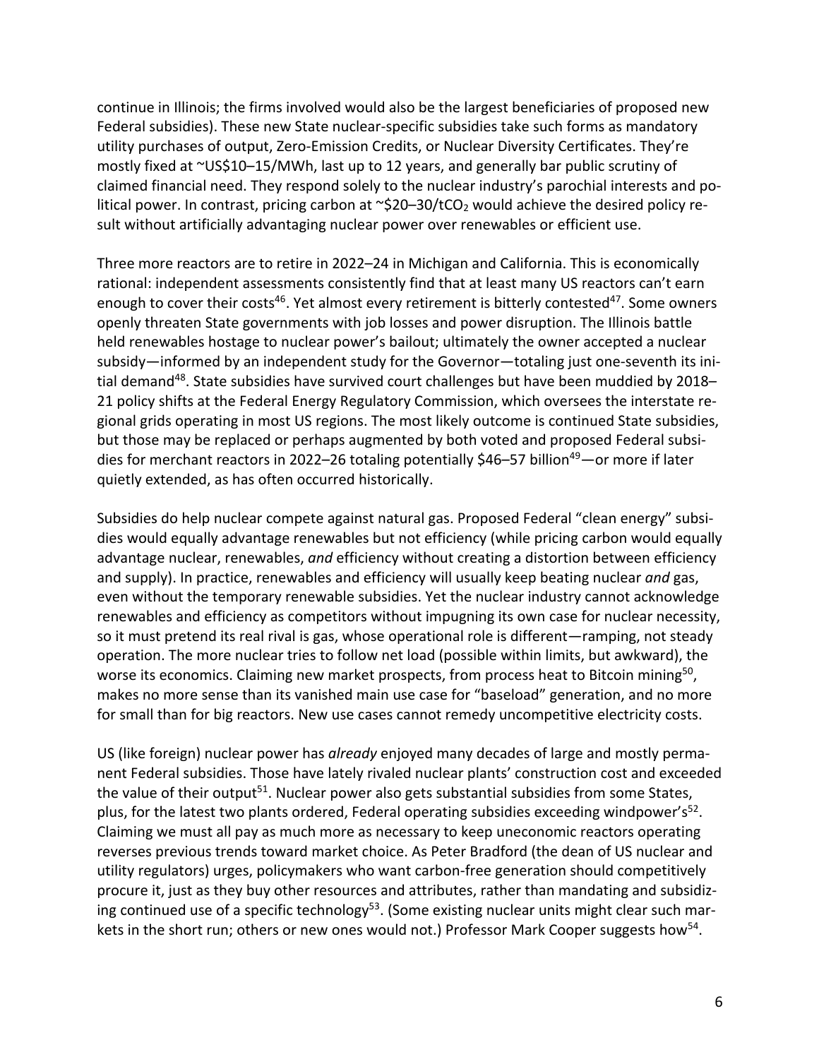continue in Illinois; the firms involved would also be the largest beneficiaries of proposed new Federal subsidies). These new State nuclear-specific subsidies take such forms as mandatory utility purchases of output, Zero-Emission Credits, or Nuclear Diversity Certificates. They're mostly fixed at ~US$10–15/MWh, last up to 12 years, and generally bar public scrutiny of claimed financial need. They respond solely to the nuclear industry's parochial interests and political power. In contrast, pricing carbon at ~\$20–30/t$CO_2$ would achieve the desired policy result without artificially advantaging nuclear power over renewables or efficient use.

Three more reactors are to retire in 2022–24 in Michigan and California. This is economically rational: independent assessments consistently find that at least many US reactors can't earn enough to cover their costs[46]. Yet almost every retirement is bitterly contested[47]. Some owners openly threaten State governments with job losses and power disruption. The Illinois battle held renewables hostage to nuclear power's bailout; ultimately the owner accepted a nuclear subsidy—informed by an independent study for the Governor—totaling just one-seventh its initial demand[48]. State subsidies have survived court challenges but have been muddied by 2018–21 policy shifts at the Federal Energy Regulatory Commission, which oversees the interstate regional grids operating in most US regions. The most likely outcome is continued State subsidies, but those may be replaced or perhaps augmented by both voted and proposed Federal subsidies for merchant reactors in 2022–26 totaling potentially \$46–57 billion[49]—or more if later quietly extended, as has often occurred historically.

Subsidies do help nuclear compete against natural gas. Proposed Federal "clean energy" subsidies would equally advantage renewables but not efficiency (while pricing carbon would equally advantage nuclear, renewables, *and* efficiency without creating a distortion between efficiency and supply). In practice, renewables and efficiency will usually keep beating nuclear *and* gas, even without the temporary renewable subsidies. Yet the nuclear industry cannot acknowledge renewables and efficiency as competitors without impugning its own case for nuclear necessity, so it must pretend its real rival is gas, whose operational role is different—ramping, not steady operation. The more nuclear tries to follow net load (possible within limits, but awkward), the worse its economics. Claiming new market prospects, from process heat to Bitcoin mining[50], makes no more sense than its vanished main use case for "baseload" generation, and no more for small than for big reactors. New use cases cannot remedy uncompetitive electricity costs.

US (like foreign) nuclear power has *already* enjoyed many decades of large and mostly permanent Federal subsidies. Those have lately rivaled nuclear plants' construction cost and exceeded the value of their output[51]. Nuclear power also gets substantial subsidies from some States, plus, for the latest two plants ordered, Federal operating subsidies exceeding windpower's[52]. Claiming we must all pay as much more as necessary to keep uneconomic reactors operating reverses previous trends toward market choice. As Peter Bradford (the dean of US nuclear and utility regulators) urges, policymakers who want carbon-free generation should competitively procure it, just as they buy other resources and attributes, rather than mandating and subsidizing continued use of a specific technology[53]. (Some existing nuclear units might clear such markets in the short run; others or new ones would not.) Professor Mark Cooper suggests how[54].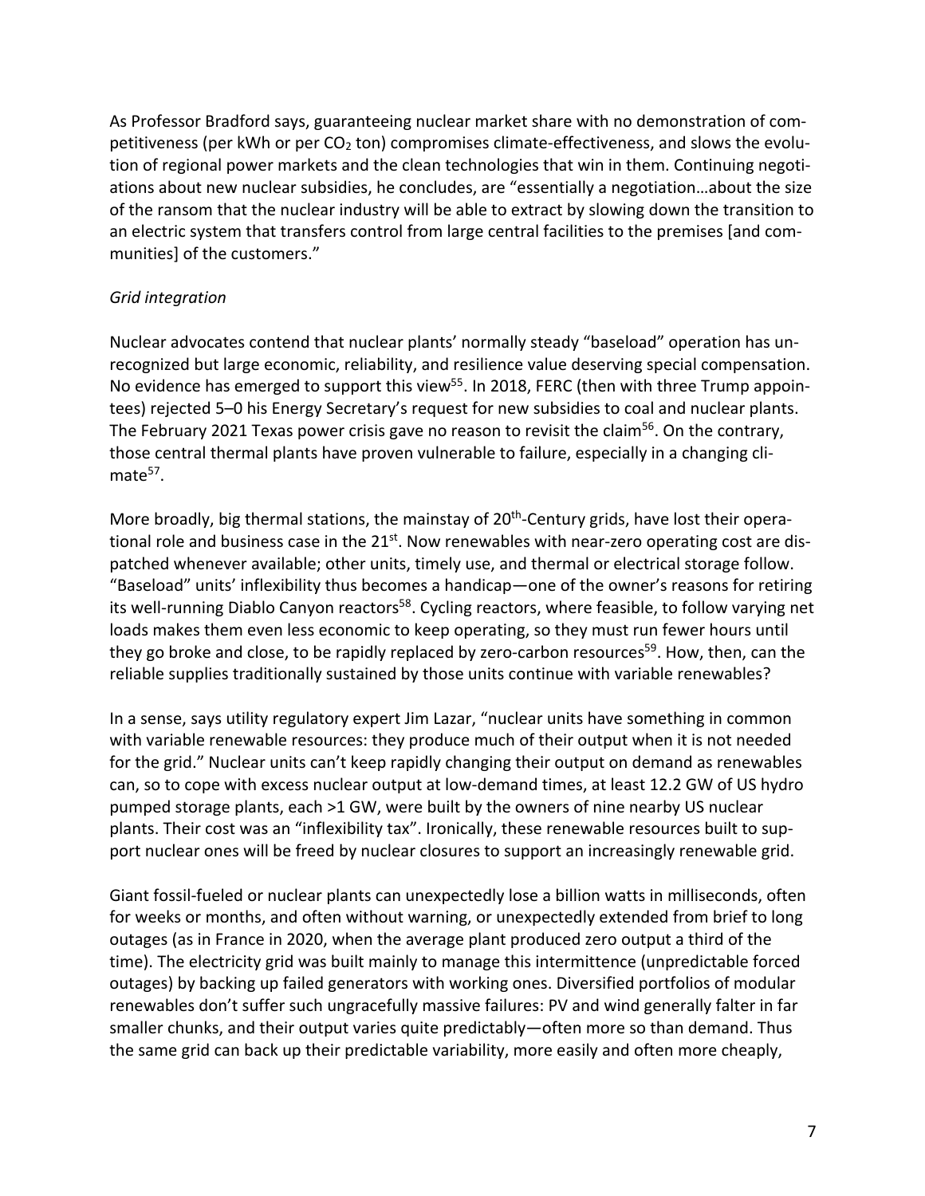As Professor Bradford says, guaranteeing nuclear market share with no demonstration of competitiveness (per kWh or per $CO_2$ ton) compromises climate-effectiveness, and slows the evolution of regional power markets and the clean technologies that win in them. Continuing negotiations about new nuclear subsidies, he concludes, are "essentially a negotiation…about the size of the ransom that the nuclear industry will be able to extract by slowing down the transition to an electric system that transfers control from large central facilities to the premises [and communities] of the customers."

*Grid integration*

Nuclear advocates contend that nuclear plants' normally steady "baseload" operation has unrecognized but large economic, reliability, and resilience value deserving special compensation. No evidence has emerged to support this view[55]. In 2018, FERC (then with three Trump appointees) rejected 5–0 his Energy Secretary's request for new subsidies to coal and nuclear plants. The February 2021 Texas power crisis gave no reason to revisit the claim[56]. On the contrary, those central thermal plants have proven vulnerable to failure, especially in a changing climate[57].

More broadly, big thermal stations, the mainstay of 20th-Century grids, have lost their operational role and business case in the 21st. Now renewables with near-zero operating cost are dispatched whenever available; other units, timely use, and thermal or electrical storage follow. "Baseload" units' inflexibility thus becomes a handicap—one of the owner's reasons for retiring its well-running Diablo Canyon reactors[58]. Cycling reactors, where feasible, to follow varying net loads makes them even less economic to keep operating, so they must run fewer hours until they go broke and close, to be rapidly replaced by zero-carbon resources[59]. How, then, can the reliable supplies traditionally sustained by those units continue with variable renewables?

In a sense, says utility regulatory expert Jim Lazar, "nuclear units have something in common with variable renewable resources: they produce much of their output when it is not needed for the grid." Nuclear units can't keep rapidly changing their output on demand as renewables can, so to cope with excess nuclear output at low-demand times, at least 12.2 GW of US hydro pumped storage plants, each >1 GW, were built by the owners of nine nearby US nuclear plants. Their cost was an "inflexibility tax". Ironically, these renewable resources built to support nuclear ones will be freed by nuclear closures to support an increasingly renewable grid.

Giant fossil-fueled or nuclear plants can unexpectedly lose a billion watts in milliseconds, often for weeks or months, and often without warning, or unexpectedly extended from brief to long outages (as in France in 2020, when the average plant produced zero output a third of the time). The electricity grid was built mainly to manage this intermittence (unpredictable forced outages) by backing up failed generators with working ones. Diversified portfolios of modular renewables don't suffer such ungracefully massive failures: PV and wind generally falter in far smaller chunks, and their output varies quite predictably—often more so than demand. Thus the same grid can back up their predictable variability, more easily and often more cheaply,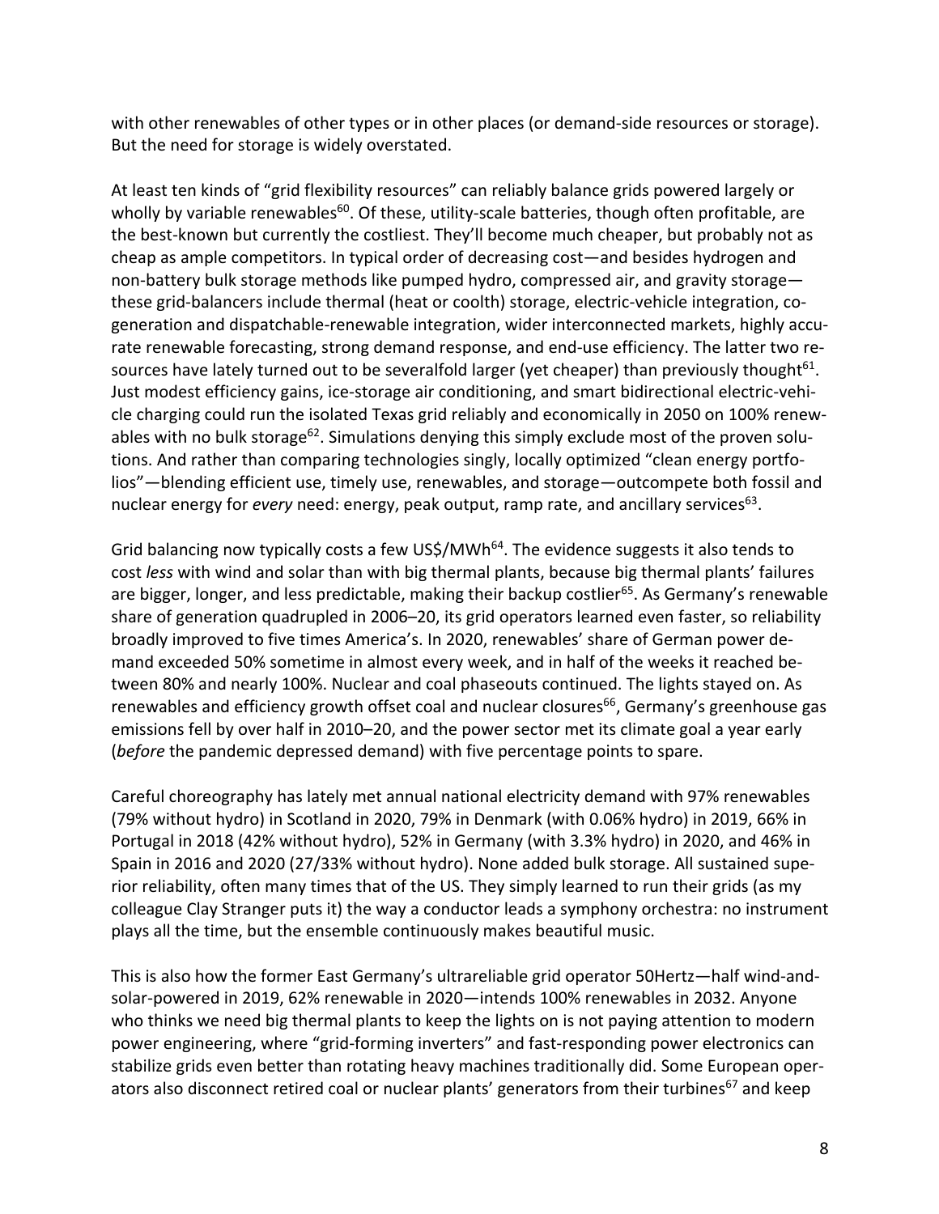with other renewables of other types or in other places (or demand-side resources or storage). But the need for storage is widely overstated.

At least ten kinds of "grid flexibility resources" can reliably balance grids powered largely or wholly by variable renewables[60]. Of these, utility-scale batteries, though often profitable, are the best-known but currently the costliest. They'll become much cheaper, but probably not as cheap as ample competitors. In typical order of decreasing cost—and besides hydrogen and non-battery bulk storage methods like pumped hydro, compressed air, and gravity storage—these grid-balancers include thermal (heat or coolth) storage, electric-vehicle integration, cogeneration and dispatchable-renewable integration, wider interconnected markets, highly accurate renewable forecasting, strong demand response, and end-use efficiency. The latter two resources have lately turned out to be severalfold larger (yet cheaper) than previously thought[61]. Just modest efficiency gains, ice-storage air conditioning, and smart bidirectional electric-vehicle charging could run the isolated Texas grid reliably and economically in 2050 on 100% renewables with no bulk storage[62]. Simulations denying this simply exclude most of the proven solutions. And rather than comparing technologies singly, locally optimized "clean energy portfolios"—blending efficient use, timely use, renewables, and storage—outcompete both fossil and nuclear energy for *every* need: energy, peak output, ramp rate, and ancillary services[63].

Grid balancing now typically costs a few US$/MWh[64]. The evidence suggests it also tends to cost *less* with wind and solar than with big thermal plants, because big thermal plants' failures are bigger, longer, and less predictable, making their backup costlier[65]. As Germany's renewable share of generation quadrupled in 2006–20, its grid operators learned even faster, so reliability broadly improved to five times America's. In 2020, renewables' share of German power demand exceeded 50% sometime in almost every week, and in half of the weeks it reached between 80% and nearly 100%. Nuclear and coal phaseouts continued. The lights stayed on. As renewables and efficiency growth offset coal and nuclear closures[66], Germany's greenhouse gas emissions fell by over half in 2010–20, and the power sector met its climate goal a year early (*before* the pandemic depressed demand) with five percentage points to spare.

Careful choreography has lately met annual national electricity demand with 97% renewables (79% without hydro) in Scotland in 2020, 79% in Denmark (with 0.06% hydro) in 2019, 66% in Portugal in 2018 (42% without hydro), 52% in Germany (with 3.3% hydro) in 2020, and 46% in Spain in 2016 and 2020 (27/33% without hydro). None added bulk storage. All sustained superior reliability, often many times that of the US. They simply learned to run their grids (as my colleague Clay Stranger puts it) the way a conductor leads a symphony orchestra: no instrument plays all the time, but the ensemble continuously makes beautiful music.

This is also how the former East Germany's ultrareliable grid operator 50Hertz—half wind-and-solar-powered in 2019, 62% renewable in 2020—intends 100% renewables in 2032. Anyone who thinks we need big thermal plants to keep the lights on is not paying attention to modern power engineering, where "grid-forming inverters" and fast-responding power electronics can stabilize grids even better than rotating heavy machines traditionally did. Some European operators also disconnect retired coal or nuclear plants' generators from their turbines[67] and keep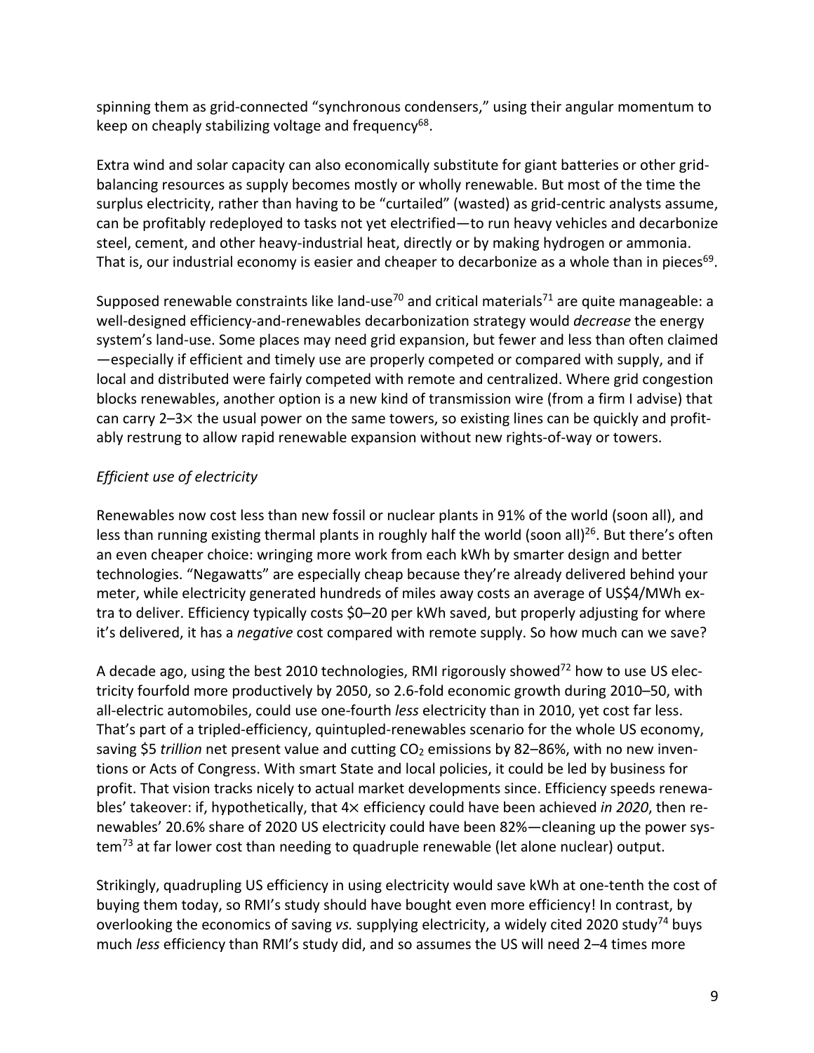spinning them as grid-connected "synchronous condensers," using their angular momentum to keep on cheaply stabilizing voltage and frequency[68].

Extra wind and solar capacity can also economically substitute for giant batteries or other grid-balancing resources as supply becomes mostly or wholly renewable. But most of the time the surplus electricity, rather than having to be "curtailed" (wasted) as grid-centric analysts assume, can be profitably redeployed to tasks not yet electrified—to run heavy vehicles and decarbonize steel, cement, and other heavy-industrial heat, directly or by making hydrogen or ammonia. That is, our industrial economy is easier and cheaper to decarbonize as a whole than in pieces[69].

Supposed renewable constraints like land-use[70] and critical materials[71] are quite manageable: a well-designed efficiency-and-renewables decarbonization strategy would *decrease* the energy system's land-use. Some places may need grid expansion, but fewer and less than often claimed—especially if efficient and timely use are properly competed or compared with supply, and if local and distributed were fairly competed with remote and centralized. Where grid congestion blocks renewables, another option is a new kind of transmission wire (from a firm I advise) that can carry 2–3× the usual power on the same towers, so existing lines can be quickly and profitably restrung to allow rapid renewable expansion without new rights-of-way or towers.

*Efficient use of electricity*

Renewables now cost less than new fossil or nuclear plants in 91% of the world (soon all), and less than running existing thermal plants in roughly half the world (soon all)[26]. But there's often an even cheaper choice: wringing more work from each kWh by smarter design and better technologies. "Negawatts" are especially cheap because they're already delivered behind your meter, while electricity generated hundreds of miles away costs an average of US$4/MWh extra to deliver. Efficiency typically costs $0–20 per kWh saved, but properly adjusting for where it's delivered, it has a *negative* cost compared with remote supply. So how much can we save?

A decade ago, using the best 2010 technologies, RMI rigorously showed[72] how to use US electricity fourfold more productively by 2050, so 2.6-fold economic growth during 2010–50, with all-electric automobiles, could use one-fourth *less* electricity than in 2010, yet cost far less. That's part of a tripled-efficiency, quintupled-renewables scenario for the whole US economy, saving $5 *trillion* net present value and cutting $CO_2$ emissions by 82–86%, with no new inventions or Acts of Congress. With smart State and local policies, it could be led by business for profit. That vision tracks nicely to actual market developments since. Efficiency speeds renewables' takeover: if, hypothetically, that 4× efficiency could have been achieved *in 2020*, then renewables' 20.6% share of 2020 US electricity could have been 82%—cleaning up the power system[73] at far lower cost than needing to quadruple renewable (let alone nuclear) output.

Strikingly, quadrupling US efficiency in using electricity would save kWh at one-tenth the cost of buying them today, so RMI's study should have bought even more efficiency! In contrast, by overlooking the economics of saving *vs.* supplying electricity, a widely cited 2020 study[74] buys much *less* efficiency than RMI's study did, and so assumes the US will need 2–4 times more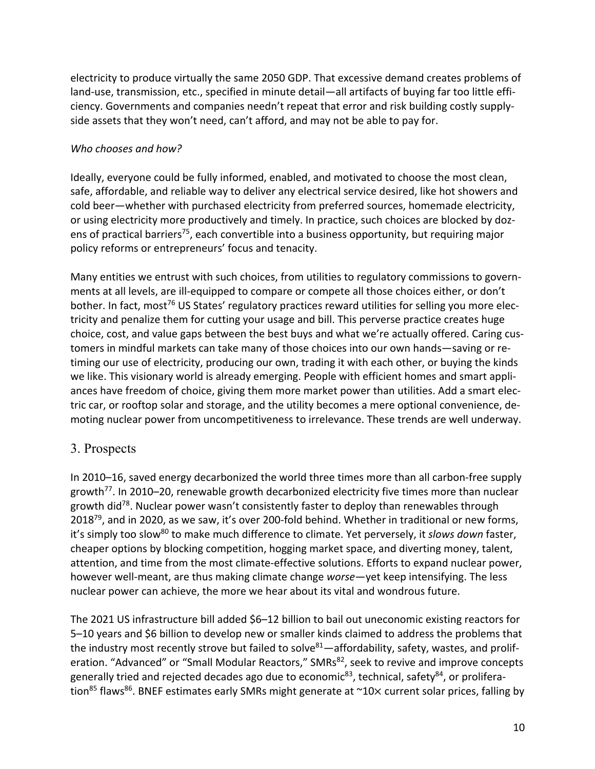electricity to produce virtually the same 2050 GDP. That excessive demand creates problems of land-use, transmission, etc., specified in minute detail—all artifacts of buying far too little efficiency. Governments and companies needn't repeat that error and risk building costly supply-side assets that they won't need, can't afford, and may not be able to pay for.

*Who chooses and how?*

Ideally, everyone could be fully informed, enabled, and motivated to choose the most clean, safe, affordable, and reliable way to deliver any electrical service desired, like hot showers and cold beer—whether with purchased electricity from preferred sources, homemade electricity, or using electricity more productively and timely. In practice, such choices are blocked by dozens of practical barriers[75], each convertible into a business opportunity, but requiring major policy reforms or entrepreneurs' focus and tenacity.

Many entities we entrust with such choices, from utilities to regulatory commissions to governments at all levels, are ill-equipped to compare or compete all those choices either, or don't bother. In fact, most[76] US States' regulatory practices reward utilities for selling you more electricity and penalize them for cutting your usage and bill. This perverse practice creates huge choice, cost, and value gaps between the best buys and what we're actually offered. Caring customers in mindful markets can take many of those choices into our own hands—saving or re-timing our use of electricity, producing our own, trading it with each other, or buying the kinds we like. This visionary world is already emerging. People with efficient homes and smart appliances have freedom of choice, giving them more market power than utilities. Add a smart electric car, or rooftop solar and storage, and the utility becomes a mere optional convenience, demoting nuclear power from uncompetitiveness to irrelevance. These trends are well underway.

## 3. Prospects

In 2010–16, saved energy decarbonized the world three times more than all carbon-free supply growth[77]. In 2010–20, renewable growth decarbonized electricity five times more than nuclear growth did[78]. Nuclear power wasn't consistently faster to deploy than renewables through 2018[79], and in 2020, as we saw, it's over 200-fold behind. Whether in traditional or new forms, it's simply too slow[80] to make much difference to climate. Yet perversely, it *slows down* faster, cheaper options by blocking competition, hogging market space, and diverting money, talent, attention, and time from the most climate-effective solutions. Efforts to expand nuclear power, however well-meant, are thus making climate change *worse*—yet keep intensifying. The less nuclear power can achieve, the more we hear about its vital and wondrous future.

The 2021 US infrastructure bill added \$6–12 billion to bail out uneconomic existing reactors for 5–10 years and \$6 billion to develop new or smaller kinds claimed to address the problems that the industry most recently strove but failed to solve[81]—affordability, safety, wastes, and proliferation. "Advanced" or "Small Modular Reactors," SMRs[82], seek to revive and improve concepts generally tried and rejected decades ago due to economic[83], technical, safety[84], or proliferation[85] flaws[86]. BNEF estimates early SMRs might generate at ~10× current solar prices, falling by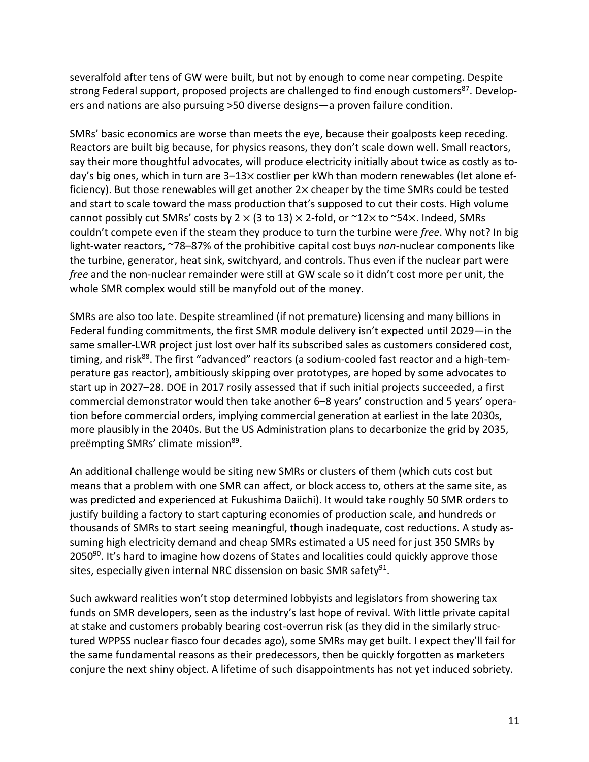severalfold after tens of GW were built, but not by enough to come near competing. Despite strong Federal support, proposed projects are challenged to find enough customers[87]. Developers and nations are also pursuing >50 diverse designs—a proven failure condition.

SMRs' basic economics are worse than meets the eye, because their goalposts keep receding. Reactors are built big because, for physics reasons, they don't scale down well. Small reactors, say their more thoughtful advocates, will produce electricity initially about twice as costly as today's big ones, which in turn are 3–13× costlier per kWh than modern renewables (let alone efficiency). But those renewables will get another 2× cheaper by the time SMRs could be tested and start to scale toward the mass production that's supposed to cut their costs. High volume cannot possibly cut SMRs' costs by 2 × (3 to 13) × 2-fold, or ~12× to ~54×. Indeed, SMRs couldn't compete even if the steam they produce to turn the turbine were *free*. Why not? In big light-water reactors, ~78–87% of the prohibitive capital cost buys *non*-nuclear components like the turbine, generator, heat sink, switchyard, and controls. Thus even if the nuclear part were *free* and the non-nuclear remainder were still at GW scale so it didn't cost more per unit, the whole SMR complex would still be manyfold out of the money.

SMRs are also too late. Despite streamlined (if not premature) licensing and many billions in Federal funding commitments, the first SMR module delivery isn't expected until 2029—in the same smaller-LWR project just lost over half its subscribed sales as customers considered cost, timing, and risk[88]. The first "advanced" reactors (a sodium-cooled fast reactor and a high-temperature gas reactor), ambitiously skipping over prototypes, are hoped by some advocates to start up in 2027–28. DOE in 2017 rosily assessed that if such initial projects succeeded, a first commercial demonstrator would then take another 6–8 years' construction and 5 years' operation before commercial orders, implying commercial generation at earliest in the late 2030s, more plausibly in the 2040s. But the US Administration plans to decarbonize the grid by 2035, preëmpting SMRs' climate mission[89].

An additional challenge would be siting new SMRs or clusters of them (which cuts cost but means that a problem with one SMR can affect, or block access to, others at the same site, as was predicted and experienced at Fukushima Daiichi). It would take roughly 50 SMR orders to justify building a factory to start capturing economies of production scale, and hundreds or thousands of SMRs to start seeing meaningful, though inadequate, cost reductions. A study assuming high electricity demand and cheap SMRs estimated a US need for just 350 SMRs by 2050[90]. It's hard to imagine how dozens of States and localities could quickly approve those sites, especially given internal NRC dissension on basic SMR safety[91].

Such awkward realities won't stop determined lobbyists and legislators from showering tax funds on SMR developers, seen as the industry's last hope of revival. With little private capital at stake and customers probably bearing cost-overrun risk (as they did in the similarly structured WPPSS nuclear fiasco four decades ago), some SMRs may get built. I expect they'll fail for the same fundamental reasons as their predecessors, then be quickly forgotten as marketers conjure the next shiny object. A lifetime of such disappointments has not yet induced sobriety.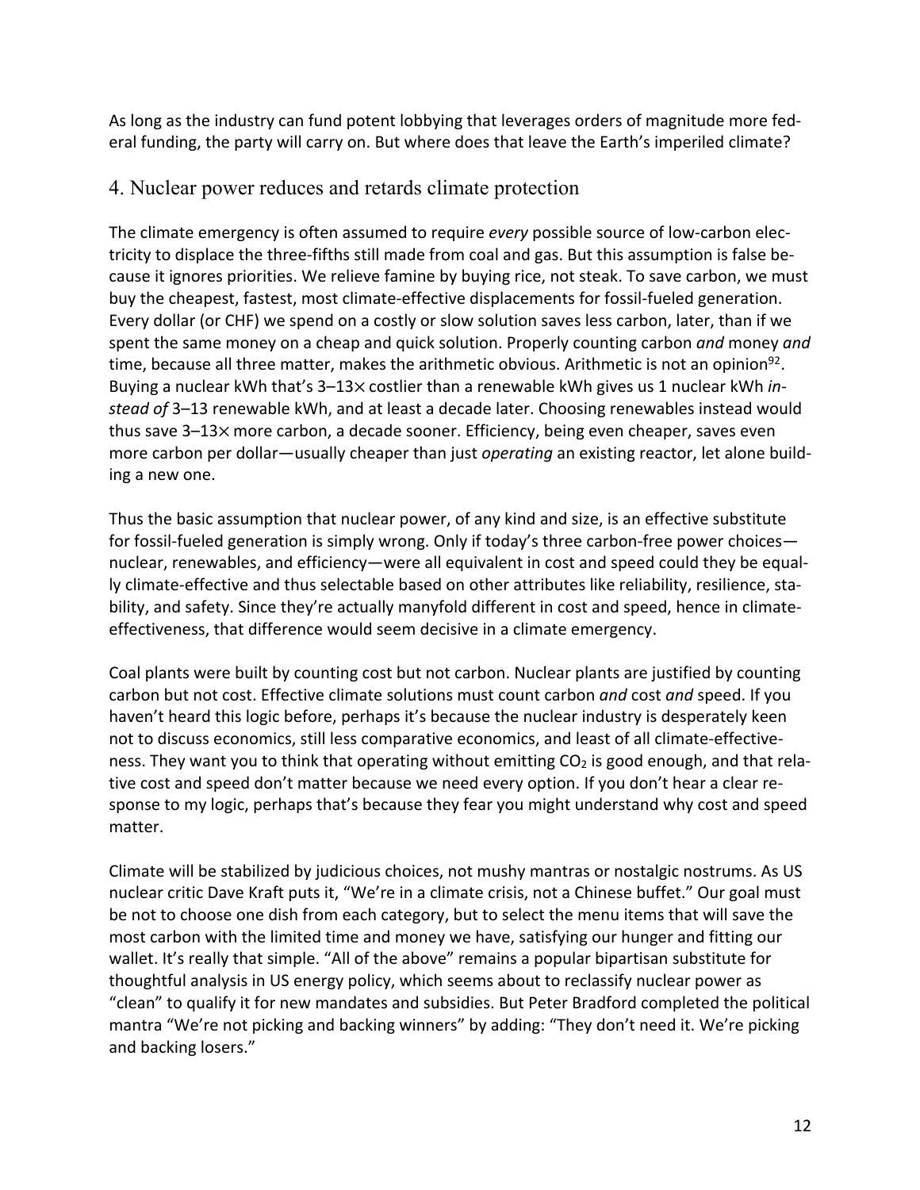As long as the industry can fund potent lobbying that leverages orders of magnitude more federal funding, the party will carry on. But where does that leave the Earth's imperiled climate?

## 4. Nuclear power reduces and retards climate protection

The climate emergency is often assumed to require *every* possible source of low-carbon electricity to displace the three-fifths still made from coal and gas. But this assumption is false because it ignores priorities. We relieve famine by buying rice, not steak. To save carbon, we must buy the cheapest, fastest, most climate-effective displacements for fossil-fueled generation. Every dollar (or CHF) we spend on a costly or slow solution saves less carbon, later, than if we spent the same money on a cheap and quick solution. Properly counting carbon *and* money *and* time, because all three matter, makes the arithmetic obvious. Arithmetic is not an opinion[92]. Buying a nuclear kWh that's 3–13× costlier than a renewable kWh gives us 1 nuclear kWh *instead of* 3–13 renewable kWh, and at least a decade later. Choosing renewables instead would thus save 3–13× more carbon, a decade sooner. Efficiency, being even cheaper, saves even more carbon per dollar—usually cheaper than just *operating* an existing reactor, let alone building a new one.

Thus the basic assumption that nuclear power, of any kind and size, is an effective substitute for fossil-fueled generation is simply wrong. Only if today's three carbon-free power choices—nuclear, renewables, and efficiency—were all equivalent in cost and speed could they be equally climate-effective and thus selectable based on other attributes like reliability, resilience, stability, and safety. Since they're actually manyfold different in cost and speed, hence in climate-effectiveness, that difference would seem decisive in a climate emergency.

Coal plants were built by counting cost but not carbon. Nuclear plants are justified by counting carbon but not cost. Effective climate solutions must count carbon *and* cost *and* speed. If you haven't heard this logic before, perhaps it's because the nuclear industry is desperately keen not to discuss economics, still less comparative economics, and least of all climate-effectiveness. They want you to think that operating without emitting $CO_2$ is good enough, and that relative cost and speed don't matter because we need every option. If you don't hear a clear response to my logic, perhaps that's because they fear you might understand why cost and speed matter.

Climate will be stabilized by judicious choices, not mushy mantras or nostalgic nostrums. As US nuclear critic Dave Kraft puts it, "We're in a climate crisis, not a Chinese buffet." Our goal must be not to choose one dish from each category, but to select the menu items that will save the most carbon with the limited time and money we have, satisfying our hunger and fitting our wallet. It's really that simple. "All of the above" remains a popular bipartisan substitute for thoughtful analysis in US energy policy, which seems about to reclassify nuclear power as "clean" to qualify it for new mandates and subsidies. But Peter Bradford completed the political mantra "We're not picking and backing winners" by adding: "They don't need it. We're picking and backing losers."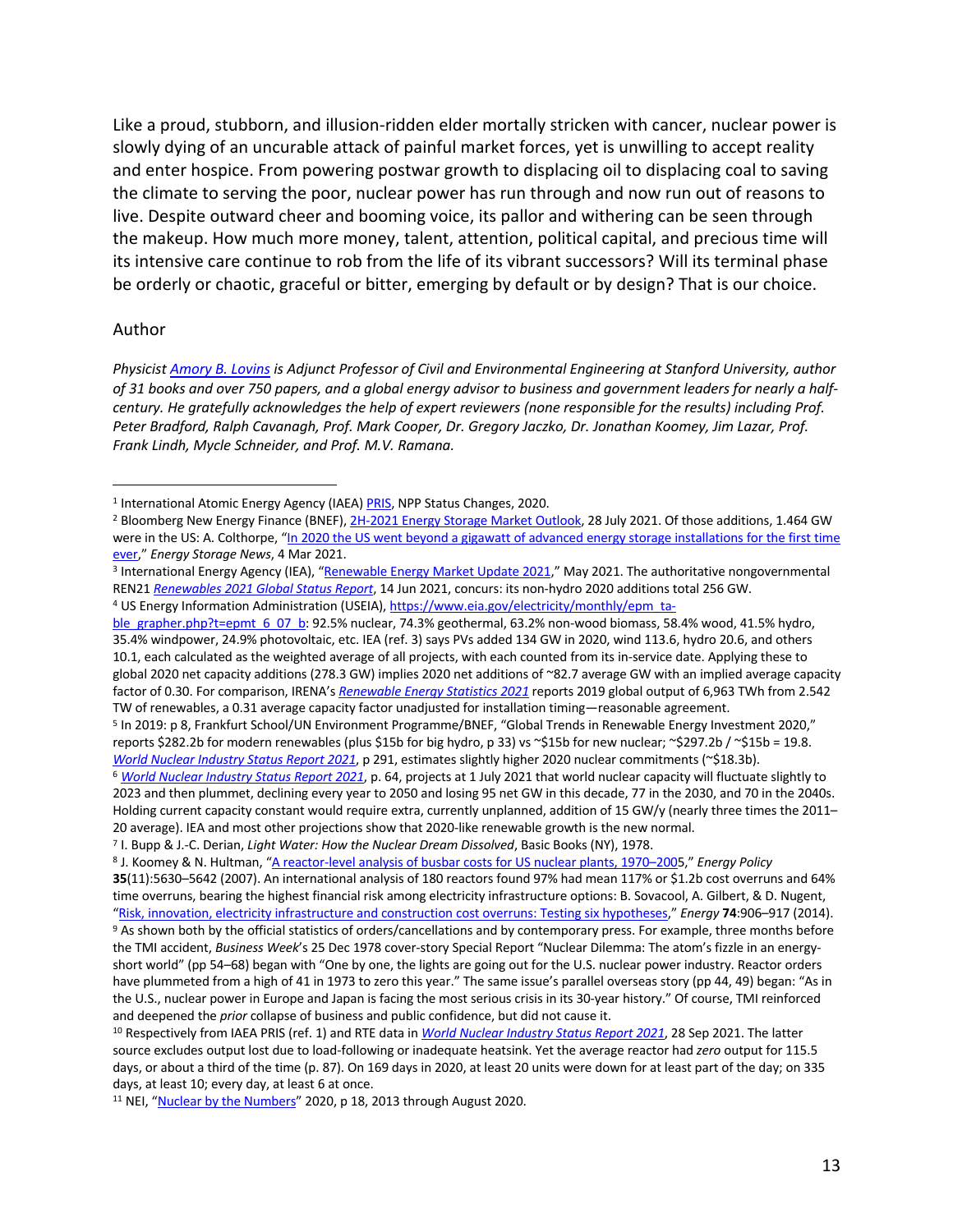Like a proud, stubborn, and illusion-ridden elder mortally stricken with cancer, nuclear power is slowly dying of an uncurable attack of painful market forces, yet is unwilling to accept reality and enter hospice. From powering postwar growth to displacing oil to displacing coal to saving the climate to serving the poor, nuclear power has run through and now run out of reasons to live. Despite outward cheer and booming voice, its pallor and withering can be seen through the makeup. How much more money, talent, attention, political capital, and precious time will its intensive care continue to rob from the life of its vibrant successors? Will its terminal phase be orderly or chaotic, graceful or bitter, emerging by default or by design? That is our choice.

Author

*Physicist Amory B. Lovins is Adjunct Professor of Civil and Environmental Engineering at Stanford University, author of 31 books and over 750 papers, and a global energy advisor to business and government leaders for nearly a half-century. He gratefully acknowledges the help of expert reviewers (none responsible for the results) including Prof. Peter Bradford, Ralph Cavanagh, Prof. Mark Cooper, Dr. Gregory Jaczko, Dr. Jonathan Koomey, Jim Lazar, Prof. Frank Lindh, Mycle Schneider, and Prof. M.V. Ramana.*

---

[1] International Atomic Energy Agency (IAEA) PRIS, NPP Status Changes, 2020.

[2] Bloomberg New Energy Finance (BNEF), 2H-2021 Energy Storage Market Outlook, 28 July 2021. Of those additions, 1.464 GW were in the US: A. Colthorpe, "In 2020 the US went beyond a gigawatt of advanced energy storage installations for the first time ever," *Energy Storage News*, 4 Mar 2021.

[3] International Energy Agency (IEA), "Renewable Energy Market Update 2021," May 2021. The authoritative nongovernmental REN21 *Renewables 2021 Global Status Report*, 14 Jun 2021, concurs: its non-hydro 2020 additions total 256 GW.

[4] US Energy Information Administration (USEIA), https://www.eia.gov/electricity/monthly/epm_table_grapher.php?t=epmt_6_07_b: 92.5% nuclear, 74.3% geothermal, 63.2% non-wood biomass, 58.4% wood, 41.5% hydro, 35.4% windpower, 24.9% photovoltaic, etc. IEA (ref. 3) says PVs added 134 GW in 2020, wind 113.6, hydro 20.6, and others 10.1, each calculated as the weighted average of all projects, with each counted from its in-service date. Applying these to global 2020 net capacity additions (278.3 GW) implies 2020 net additions of ~82.7 average GW with an implied average capacity factor of 0.30. For comparison, IRENA's *Renewable Energy Statistics 2021* reports 2019 global output of 6,963 TWh from 2.542 TW of renewables, a 0.31 average capacity factor unadjusted for installation timing—reasonable agreement.

[5] In 2019: p 8, Frankfurt School/UN Environment Programme/BNEF, "Global Trends in Renewable Energy Investment 2020," reports \$282.2b for modern renewables (plus \$15b for big hydro, p 33) vs ~\$15b for new nuclear; ~\$297.2b / ~\$15b = 19.8. *World Nuclear Industry Status Report 2021*, p 291, estimates slightly higher 2020 nuclear commitments (~\$18.3b).

[6] *World Nuclear Industry Status Report 2021*, p. 64, projects at 1 July 2021 that world nuclear capacity will fluctuate slightly to 2023 and then plummet, declining every year to 2050 and losing 95 net GW in this decade, 77 in the 2030, and 70 in the 2040s. Holding current capacity constant would require extra, currently unplanned, addition of 15 GW/y (nearly three times the 2011–20 average). IEA and most other projections show that 2020-like renewable growth is the new normal.

[7] I. Bupp & J.-C. Derian, *Light Water: How the Nuclear Dream Dissolved*, Basic Books (NY), 1978.

[8] J. Koomey & N. Hultman, "A reactor-level analysis of busbar costs for US nuclear plants, 1970–2005," *Energy Policy* **35**(11):5630–5642 (2007). An international analysis of 180 reactors found 97% had mean 117% or \$1.2b cost overruns and 64% time overruns, bearing the highest financial risk among electricity infrastructure options: B. Sovacool, A. Gilbert, & D. Nugent, "Risk, innovation, electricity infrastructure and construction cost overruns: Testing six hypotheses," *Energy* **74**:906–917 (2014).

[9] As shown both by the official statistics of orders/cancellations and by contemporary press. For example, three months before the TMI accident, *Business Week*'s 25 Dec 1978 cover-story Special Report "Nuclear Dilemma: The atom's fizzle in an energy-short world" (pp 54–68) began with "One by one, the lights are going out for the U.S. nuclear power industry. Reactor orders have plummeted from a high of 41 in 1973 to zero this year." The same issue's parallel overseas story (pp 44, 49) began: "As in the U.S., nuclear power in Europe and Japan is facing the most serious crisis in its 30-year history." Of course, TMI reinforced and deepened the *prior* collapse of business and public confidence, but did not cause it.

[10] Respectively from IAEA PRIS (ref. 1) and RTE data in *World Nuclear Industry Status Report 2021*, 28 Sep 2021. The latter source excludes output lost due to load-following or inadequate heatsink. Yet the average reactor had *zero* output for 115.5 days, or about a third of the time (p. 87). On 169 days in 2020, at least 20 units were down for at least part of the day; on 335 days, at least 10; every day, at least 6 at once.

[11] NEI, "Nuclear by the Numbers" 2020, p 18, 2013 through August 2020.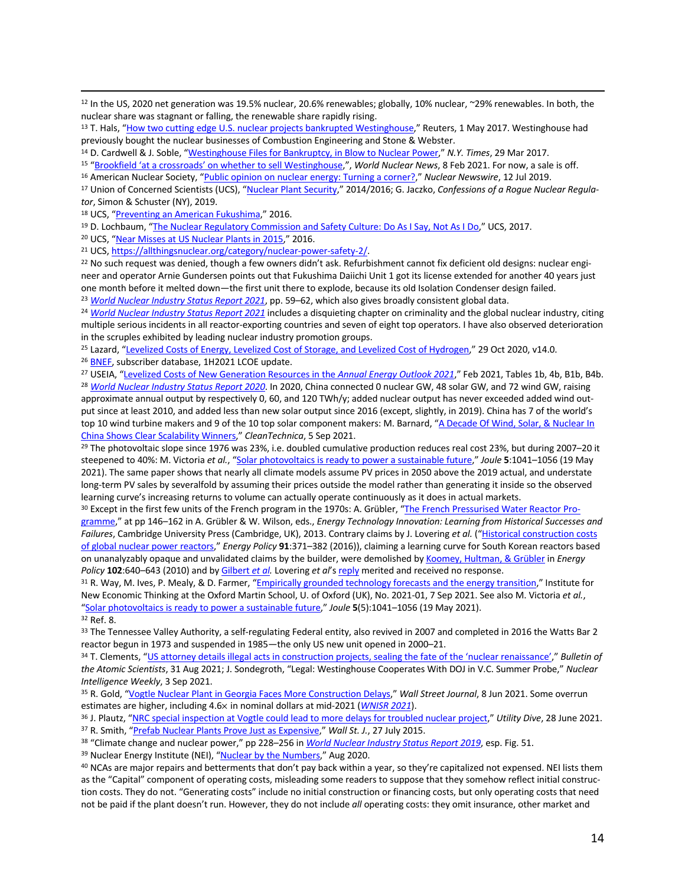[12] In the US, 2020 net generation was 19.5% nuclear, 20.6% renewables; globally, 10% nuclear, ~29% renewables. In both, the nuclear share was stagnant or falling, the renewable share rapidly rising.

[13] T. Hals, "How two cutting edge U.S. nuclear projects bankrupted Westinghouse," Reuters, 1 May 2017. Westinghouse had previously bought the nuclear businesses of Combustion Engineering and Stone & Webster.

[14] D. Cardwell & J. Soble, "Westinghouse Files for Bankruptcy, in Blow to Nuclear Power," *N.Y. Times*, 29 Mar 2017.

[15] "Brookfield 'at a crossroads' on whether to sell Westinghouse,", *World Nuclear News*, 8 Feb 2021. For now, a sale is off.

[16] American Nuclear Society, "Public opinion on nuclear energy: Turning a corner?," *Nuclear Newswire*, 12 Jul 2019.

[17] Union of Concerned Scientists (UCS), "Nuclear Plant Security," 2014/2016; G. Jaczko, *Confessions of a Rogue Nuclear Regulator*, Simon & Schuster (NY), 2019.

[18] UCS, "Preventing an American Fukushima," 2016.

[19] D. Lochbaum, "The Nuclear Regulatory Commission and Safety Culture: Do As I Say, Not As I Do," UCS, 2017.

[20] UCS, "Near Misses at US Nuclear Plants in 2015," 2016.

[21] UCS, https://allthingsnuclear.org/category/nuclear-power-safety-2/.

[22] No such request was denied, though a few owners didn't ask. Refurbishment cannot fix deficient old designs: nuclear engineer and operator Arnie Gundersen points out that Fukushima Daiichi Unit 1 got its license extended for another 40 years just one month before it melted down—the first unit there to explode, because its old Isolation Condenser design failed.

[23] *World Nuclear Industry Status Report 2021*, pp. 59–62, which also gives broadly consistent global data.

[24] *World Nuclear Industry Status Report 2021* includes a disquieting chapter on criminality and the global nuclear industry, citing multiple serious incidents in all reactor-exporting countries and seven of eight top operators. I have also observed deterioration in the scruples exhibited by leading nuclear industry promotion groups.

[25] Lazard, "Levelized Costs of Energy, Levelized Cost of Storage, and Levelized Cost of Hydrogen," 29 Oct 2020, v14.0.

[26] BNEF, subscriber database, 1H2021 LCOE update.

[27] USEIA, "Levelized Costs of New Generation Resources in the *Annual Energy Outlook 2021*," Feb 2021, Tables 1b, 4b, B1b, B4b.

[28] *World Nuclear Industry Status Report 2020*. In 2020, China connected 0 nuclear GW, 48 solar GW, and 72 wind GW, raising approximate annual output by respectively 0, 60, and 120 TWh/y; added nuclear output has never exceeded added wind output since at least 2010, and added less than new solar output since 2016 (except, slightly, in 2019). China has 7 of the world's top 10 wind turbine makers and 9 of the 10 top solar component makers: M. Barnard, "A Decade Of Wind, Solar, & Nuclear In China Shows Clear Scalability Winners," *CleanTechnica*, 5 Sep 2021.

[29] The photovoltaic slope since 1976 was 23%, i.e. doubled cumulative production reduces real cost 23%, but during 2007–20 it steepened to 40%: M. Victoria *et al.*, "Solar photovoltaics is ready to power a sustainable future," *Joule* **5**:1041–1056 (19 May 2021). The same paper shows that nearly all climate models assume PV prices in 2050 above the 2019 actual, and understate long-term PV sales by severalfold by assuming their prices outside the model rather than generating it inside so the observed learning curve's increasing returns to volume can actually operate continuously as it does in actual markets.

[30] Except in the first few units of the French program in the 1970s: A. Grübler, "The French Pressurised Water Reactor Programme," at pp 146–162 in A. Grübler & W. Wilson, eds., *Energy Technology Innovation: Learning from Historical Successes and Failures*, Cambridge University Press (Cambridge, UK), 2013. Contrary claims by J. Lovering *et al.* ("Historical construction costs of global nuclear power reactors," *Energy Policy* **91**:371–382 (2016)), claiming a learning curve for South Korean reactors based on unanalyzably opaque and unvalidated claims by the builder, were demolished by Koomey, Hultman, & Grübler in *Energy Policy* **102**:640–643 (2010) and by Gilbert *et al.* Lovering *et al*'s reply merited and received no response.

[31] R. Way, M. Ives, P. Mealy, & D. Farmer, "Empirically grounded technology forecasts and the energy transition," Institute for New Economic Thinking at the Oxford Martin School, U. of Oxford (UK), No. 2021-01, 7 Sep 2021. See also M. Victoria *et al.*, "Solar photovoltaics is ready to power a sustainable future," *Joule* **5**(5):1041–1056 (19 May 2021).

[32] Ref. 8.

[33] The Tennessee Valley Authority, a self-regulating Federal entity, also revived in 2007 and completed in 2016 the Watts Bar 2 reactor begun in 1973 and suspended in 1985—the only US new unit opened in 2000–21.

[34] T. Clements, "US attorney details illegal acts in construction projects, sealing the fate of the 'nuclear renaissance'," *Bulletin of the Atomic Scientists*, 31 Aug 2021; J. Sondegroth, "Legal: Westinghouse Cooperates With DOJ in V.C. Summer Probe," *Nuclear Intelligence Weekly*, 3 Sep 2021.

[35] R. Gold, "Vogtle Nuclear Plant in Georgia Faces More Construction Delays," *Wall Street Journal*, 8 Jun 2021. Some overrun estimates are higher, including 4.6× in nominal dollars at mid-2021 (*WNISR 2021*).

[36] J. Plautz, "NRC special inspection at Vogtle could lead to more delays for troubled nuclear project," *Utility Dive*, 28 June 2021.

[37] R. Smith, "Prefab Nuclear Plants Prove Just as Expensive," *Wall St. J.*, 27 July 2015.

[38] "Climate change and nuclear power," pp 228–256 in *World Nuclear Industry Status Report 2019*, esp. Fig. 51.

[39] Nuclear Energy Institute (NEI), "Nuclear by the Numbers," Aug 2020.

[40] NCAs are major repairs and betterments that don't pay back within a year, so they're capitalized not expensed. NEI lists them as the "Capital" component of operating costs, misleading some readers to suppose that they somehow reflect initial construction costs. They do not. "Generating costs" include no initial construction or financing costs, but only operating costs that need not be paid if the plant doesn't run. However, they do not include *all* operating costs: they omit insurance, other market and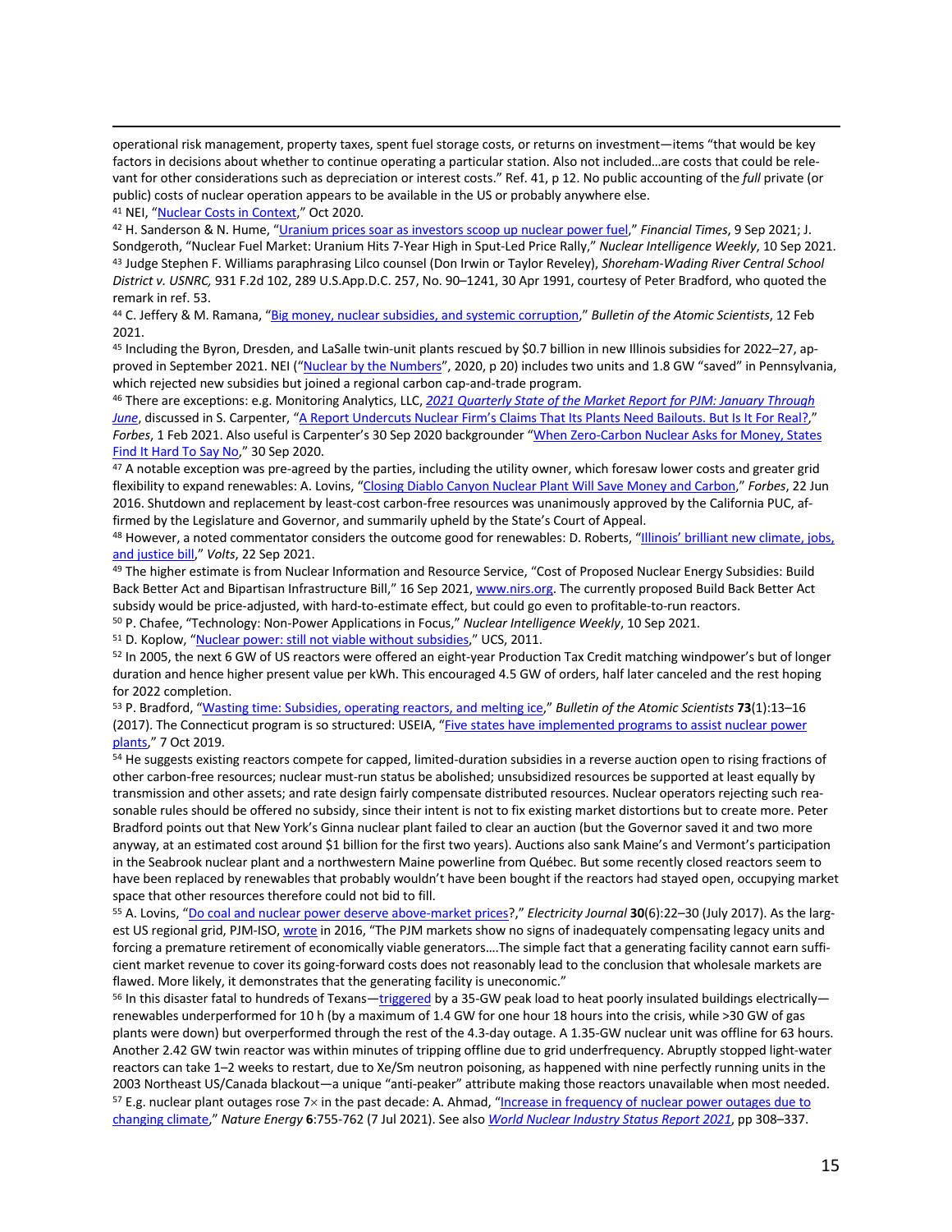operational risk management, property taxes, spent fuel storage costs, or returns on investment—items "that would be key factors in decisions about whether to continue operating a particular station. Also not included…are costs that could be relevant for other considerations such as depreciation or interest costs." Ref. 41, p 12. No public accounting of the *full* private (or public) costs of nuclear operation appears to be available in the US or probably anywhere else.

[41] NEI, "Nuclear Costs in Context," Oct 2020.

[42] H. Sanderson & N. Hume, "Uranium prices soar as investors scoop up nuclear power fuel," *Financial Times*, 9 Sep 2021; J. Sondgeroth, "Nuclear Fuel Market: Uranium Hits 7-Year High in Sput-Led Price Rally," *Nuclear Intelligence Weekly*, 10 Sep 2021.

[43] Judge Stephen F. Williams paraphrasing Lilco counsel (Don Irwin or Taylor Reveley), *Shoreham-Wading River Central School District v. USNRC,* 931 F.2d 102, 289 U.S.App.D.C. 257, No. 90–1241, 30 Apr 1991, courtesy of Peter Bradford, who quoted the remark in ref. 53.

[44] C. Jeffery & M. Ramana, "Big money, nuclear subsidies, and systemic corruption," *Bulletin of the Atomic Scientists*, 12 Feb 2021.

[45] Including the Byron, Dresden, and LaSalle twin-unit plants rescued by $0.7 billion in new Illinois subsidies for 2022–27, approved in September 2021. NEI ("Nuclear by the Numbers", 2020, p 20) includes two units and 1.8 GW "saved" in Pennsylvania, which rejected new subsidies but joined a regional carbon cap-and-trade program.

[46] There are exceptions: e.g. Monitoring Analytics, LLC, *2021 Quarterly State of the Market Report for PJM: January Through June*, discussed in S. Carpenter, "A Report Undercuts Nuclear Firm's Claims That Its Plants Need Bailouts. But Is It For Real?," *Forbes*, 1 Feb 2021. Also useful is Carpenter's 30 Sep 2020 backgrounder "When Zero-Carbon Nuclear Asks for Money, States Find It Hard To Say No," 30 Sep 2020.

[47] A notable exception was pre-agreed by the parties, including the utility owner, which foresaw lower costs and greater grid flexibility to expand renewables: A. Lovins, "Closing Diablo Canyon Nuclear Plant Will Save Money and Carbon," *Forbes*, 22 Jun 2016. Shutdown and replacement by least-cost carbon-free resources was unanimously approved by the California PUC, affirmed by the Legislature and Governor, and summarily upheld by the State's Court of Appeal.

[48] However, a noted commentator considers the outcome good for renewables: D. Roberts, "Illinois' brilliant new climate, jobs, and justice bill," *Volts*, 22 Sep 2021.

[49] The higher estimate is from Nuclear Information and Resource Service, "Cost of Proposed Nuclear Energy Subsidies: Build Back Better Act and Bipartisan Infrastructure Bill," 16 Sep 2021, www.nirs.org. The currently proposed Build Back Better Act subsidy would be price-adjusted, with hard-to-estimate effect, but could go even to profitable-to-run reactors.

[50] P. Chafee, "Technology: Non-Power Applications in Focus," *Nuclear Intelligence Weekly*, 10 Sep 2021.

[51] D. Koplow, "Nuclear power: still not viable without subsidies," UCS, 2011.

[52] In 2005, the next 6 GW of US reactors were offered an eight-year Production Tax Credit matching windpower's but of longer duration and hence higher present value per kWh. This encouraged 4.5 GW of orders, half later canceled and the rest hoping for 2022 completion.

[53] P. Bradford, "Wasting time: Subsidies, operating reactors, and melting ice," *Bulletin of the Atomic Scientists* **73**(1):13–16 (2017). The Connecticut program is so structured: USEIA, "Five states have implemented programs to assist nuclear power plants," 7 Oct 2019.

[54] He suggests existing reactors compete for capped, limited-duration subsidies in a reverse auction open to rising fractions of other carbon-free resources; nuclear must-run status be abolished; unsubsidized resources be supported at least equally by transmission and other assets; and rate design fairly compensate distributed resources. Nuclear operators rejecting such reasonable rules should be offered no subsidy, since their intent is not to fix existing market distortions but to create more. Peter Bradford points out that New York's Ginna nuclear plant failed to clear an auction (but the Governor saved it and two more anyway, at an estimated cost around $1 billion for the first two years). Auctions also sank Maine's and Vermont's participation in the Seabrook nuclear plant and a northwestern Maine powerline from Québec. But some recently closed reactors seem to have been replaced by renewables that probably wouldn't have been bought if the reactors had stayed open, occupying market space that other resources therefore could not bid to fill.

[55] A. Lovins, "Do coal and nuclear power deserve above-market prices?," *Electricity Journal* **30**(6):22–30 (July 2017). As the largest US regional grid, PJM-ISO, wrote in 2016, "The PJM markets show no signs of inadequately compensating legacy units and forcing a premature retirement of economically viable generators….The simple fact that a generating facility cannot earn sufficient market revenue to cover its going-forward costs does not reasonably lead to the conclusion that wholesale markets are flawed. More likely, it demonstrates that the generating facility is uneconomic."

[56] In this disaster fatal to hundreds of Texans—triggered by a 35-GW peak load to heat poorly insulated buildings electrically—renewables underperformed for 10 h (by a maximum of 1.4 GW for one hour 18 hours into the crisis, while >30 GW of gas plants were down) but overperformed through the rest of the 4.3-day outage. A 1.35-GW nuclear unit was offline for 63 hours. Another 2.42 GW twin reactor was within minutes of tripping offline due to grid underfrequency. Abruptly stopped light-water reactors can take 1–2 weeks to restart, due to Xe/Sm neutron poisoning, as happened with nine perfectly running units in the 2003 Northeast US/Canada blackout—a unique "anti-peaker" attribute making those reactors unavailable when most needed.

[57] E.g. nuclear plant outages rose 7× in the past decade: A. Ahmad, "Increase in frequency of nuclear power outages due to changing climate," *Nature Energy* **6**:755-762 (7 Jul 2021). See also *World Nuclear Industry Status Report 2021*, pp 308–337.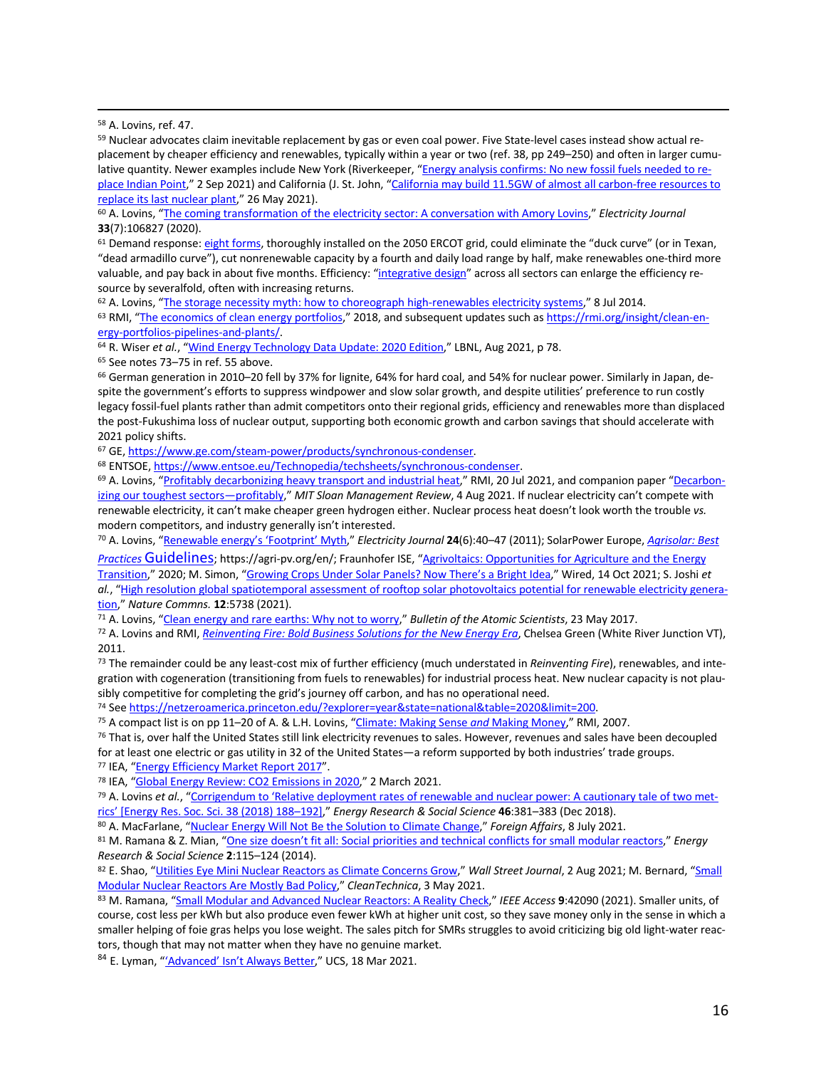[58] A. Lovins, ref. 47.

[59] Nuclear advocates claim inevitable replacement by gas or even coal power. Five State-level cases instead show actual replacement by cheaper efficiency and renewables, typically within a year or two (ref. 38, pp 249–250) and often in larger cumulative quantity. Newer examples include New York (Riverkeeper, "Energy analysis confirms: No new fossil fuels needed to replace Indian Point," 2 Sep 2021) and California (J. St. John, "California may build 11.5GW of almost all carbon-free resources to replace its last nuclear plant," 26 May 2021).

[60] A. Lovins, "The coming transformation of the electricity sector: A conversation with Amory Lovins," *Electricity Journal* **33**(7):106827 (2020).

[61] Demand response: eight forms, thoroughly installed on the 2050 ERCOT grid, could eliminate the "duck curve" (or in Texan, "dead armadillo curve"), cut nonrenewable capacity by a fourth and daily load range by half, make renewables one-third more valuable, and pay back in about five months. Efficiency: "integrative design" across all sectors can enlarge the efficiency resource by severalfold, often with increasing returns.

[62] A. Lovins, "The storage necessity myth: how to choreograph high-renewables electricity systems," 8 Jul 2014.

[63] RMI, "The economics of clean energy portfolios," 2018, and subsequent updates such as https://rmi.org/insight/clean-energy-portfolios-pipelines-and-plants/.

[64] R. Wiser *et al.*, "Wind Energy Technology Data Update: 2020 Edition," LBNL, Aug 2021, p 78.

[65] See notes 73–75 in ref. 55 above.

[66] German generation in 2010–20 fell by 37% for lignite, 64% for hard coal, and 54% for nuclear power. Similarly in Japan, despite the government's efforts to suppress windpower and slow solar growth, and despite utilities' preference to run costly legacy fossil-fuel plants rather than admit competitors onto their regional grids, efficiency and renewables more than displaced the post-Fukushima loss of nuclear output, supporting both economic growth and carbon savings that should accelerate with 2021 policy shifts.

[67] GE, https://www.ge.com/steam-power/products/synchronous-condenser.

[68] ENTSOE, https://www.entsoe.eu/Technopedia/techsheets/synchronous-condenser.

[69] A. Lovins, "Profitably decarbonizing heavy transport and industrial heat," RMI, 20 Jul 2021, and companion paper "Decarbonizing our toughest sectors—profitably," *MIT Sloan Management Review*, 4 Aug 2021. If nuclear electricity can't compete with renewable electricity, it can't make cheaper green hydrogen either. Nuclear process heat doesn't look worth the trouble *vs.* modern competitors, and industry generally isn't interested.

[70] A. Lovins, "Renewable energy's 'Footprint' Myth," *Electricity Journal* **24**(6):40–47 (2011); SolarPower Europe, *Agrisolar: Best Practices* Guidelines; https://agri-pv.org/en/; Fraunhofer ISE, "Agrivoltaics: Opportunities for Agriculture and the Energy Transition," 2020; M. Simon, "Growing Crops Under Solar Panels? Now There's a Bright Idea," Wired, 14 Oct 2021; S. Joshi *et al.*, "High resolution global spatiotemporal assessment of rooftop solar photovoltaics potential for renewable electricity generation," *Nature Commns.* **12**:5738 (2021).

[71] A. Lovins, "Clean energy and rare earths: Why not to worry," *Bulletin of the Atomic Scientists*, 23 May 2017.

[72] A. Lovins and RMI, *Reinventing Fire: Bold Business Solutions for the New Energy Era*, Chelsea Green (White River Junction VT), 2011.

[73] The remainder could be any least-cost mix of further efficiency (much understated in *Reinventing Fire*), renewables, and integration with cogeneration (transitioning from fuels to renewables) for industrial process heat. New nuclear capacity is not plausibly competitive for completing the grid's journey off carbon, and has no operational need.

[74] See https://netzeroamerica.princeton.edu/?explorer=year&state=national&table=2020&limit=200.

[75] A compact list is on pp 11–20 of A. & L.H. Lovins, "Climate: Making Sense *and* Making Money," RMI, 2007.

[76] That is, over half the United States still link electricity revenues to sales. However, revenues and sales have been decoupled for at least one electric or gas utility in 32 of the United States—a reform supported by both industries' trade groups.

[77] IEA, "Energy Efficiency Market Report 2017".

[78] IEA, "Global Energy Review: CO2 Emissions in 2020," 2 March 2021.

[79] A. Lovins *et al.*, "Corrigendum to 'Relative deployment rates of renewable and nuclear power: A cautionary tale of two metrics' [Energy Res. Soc. Sci. 38 (2018) 188–192]," *Energy Research & Social Science* **46**:381–383 (Dec 2018).

[80] A. MacFarlane, "Nuclear Energy Will Not Be the Solution to Climate Change," *Foreign Affairs*, 8 July 2021.

[81] M. Ramana & Z. Mian, "One size doesn't fit all: Social priorities and technical conflicts for small modular reactors," *Energy Research & Social Science* **2**:115–124 (2014).

[82] E. Shao, "Utilities Eye Mini Nuclear Reactors as Climate Concerns Grow," *Wall Street Journal*, 2 Aug 2021; M. Bernard, "Small Modular Nuclear Reactors Are Mostly Bad Policy," *CleanTechnica*, 3 May 2021.

[83] M. Ramana, "Small Modular and Advanced Nuclear Reactors: A Reality Check," *IEEE Access* **9**:42090 (2021). Smaller units, of course, cost less per kWh but also produce even fewer kWh at higher unit cost, so they save money only in the sense in which a smaller helping of foie gras helps you lose weight. The sales pitch for SMRs struggles to avoid criticizing big old light-water reactors, though that may not matter when they have no genuine market.

[84] E. Lyman, "'Advanced' Isn't Always Better," UCS, 18 Mar 2021.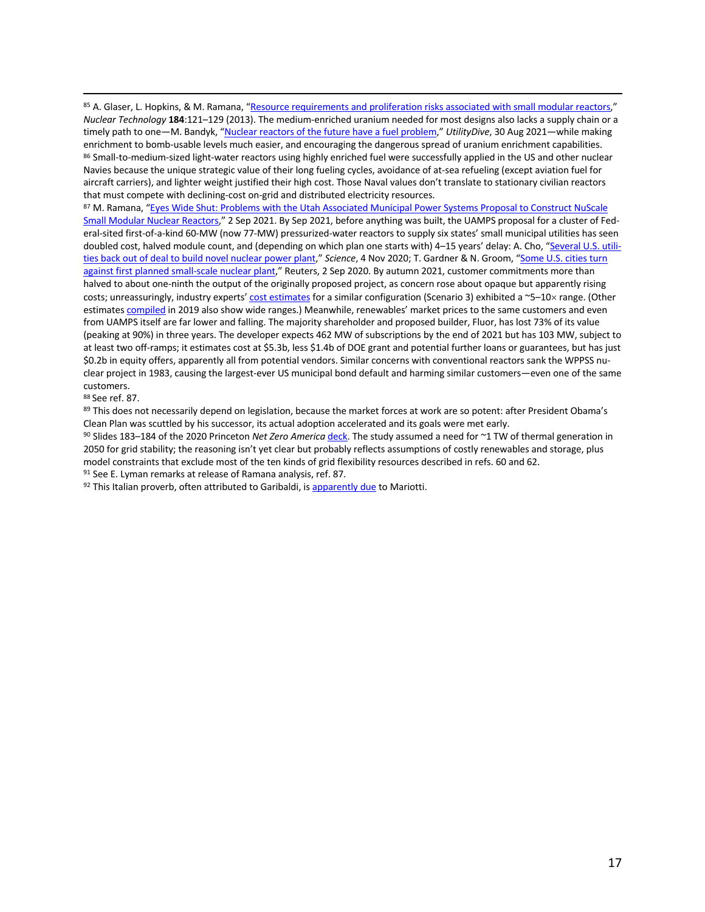[85] A. Glaser, L. Hopkins, & M. Ramana, "Resource requirements and proliferation risks associated with small modular reactors," *Nuclear Technology* **184**:121–129 (2013). The medium-enriched uranium needed for most designs also lacks a supply chain or a timely path to one—M. Bandyk, "Nuclear reactors of the future have a fuel problem," *UtilityDive*, 30 Aug 2021—while making enrichment to bomb-usable levels much easier, and encouraging the dangerous spread of uranium enrichment capabilities.

[86] Small-to-medium-sized light-water reactors using highly enriched fuel were successfully applied in the US and other nuclear Navies because the unique strategic value of their long fueling cycles, avoidance of at-sea refueling (except aviation fuel for aircraft carriers), and lighter weight justified their high cost. Those Naval values don't translate to stationary civilian reactors that must compete with declining-cost on-grid and distributed electricity resources.

[87] M. Ramana, "Eyes Wide Shut: Problems with the Utah Associated Municipal Power Systems Proposal to Construct NuScale Small Modular Nuclear Reactors," 2 Sep 2021. By Sep 2021, before anything was built, the UAMPS proposal for a cluster of Federal-sited first-of-a-kind 60-MW (now 77-MW) pressurized-water reactors to supply six states' small municipal utilities has seen doubled cost, halved module count, and (depending on which plan one starts with) 4–15 years' delay: A. Cho, "Several U.S. utilities back out of deal to build novel nuclear power plant," *Science*, 4 Nov 2020; T. Gardner & N. Groom, "Some U.S. cities turn against first planned small-scale nuclear plant," Reuters, 2 Sep 2020. By autumn 2021, customer commitments more than halved to about one-ninth the output of the originally proposed project, as concern rose about opaque but apparently rising costs; unreassuringly, industry experts' cost estimates for a similar configuration (Scenario 3) exhibited a ~5–10× range. (Other estimates compiled in 2019 also show wide ranges.) Meanwhile, renewables' market prices to the same customers and even from UAMPS itself are far lower and falling. The majority shareholder and proposed builder, Fluor, has lost 73% of its value (peaking at 90%) in three years. The developer expects 462 MW of subscriptions by the end of 2021 but has 103 MW, subject to at least two off-ramps; it estimates cost at \$5.3b, less \$1.4b of DOE grant and potential further loans or guarantees, but has just \$0.2b in equity offers, apparently all from potential vendors. Similar concerns with conventional reactors sank the WPPSS nuclear project in 1983, causing the largest-ever US municipal bond default and harming similar customers—even one of the same customers.

[88] See ref. 87.

[89] This does not necessarily depend on legislation, because the market forces at work are so potent: after President Obama's Clean Plan was scuttled by his successor, its actual adoption accelerated and its goals were met early.

[90] Slides 183–184 of the 2020 Princeton *Net Zero America* deck. The study assumed a need for ~1 TW of thermal generation in 2050 for grid stability; the reasoning isn't yet clear but probably reflects assumptions of costly renewables and storage, plus model constraints that exclude most of the ten kinds of grid flexibility resources described in refs. 60 and 62.

[91] See E. Lyman remarks at release of Ramana analysis, ref. 87.

[92] This Italian proverb, often attributed to Garibaldi, is apparently due to Mariotti.